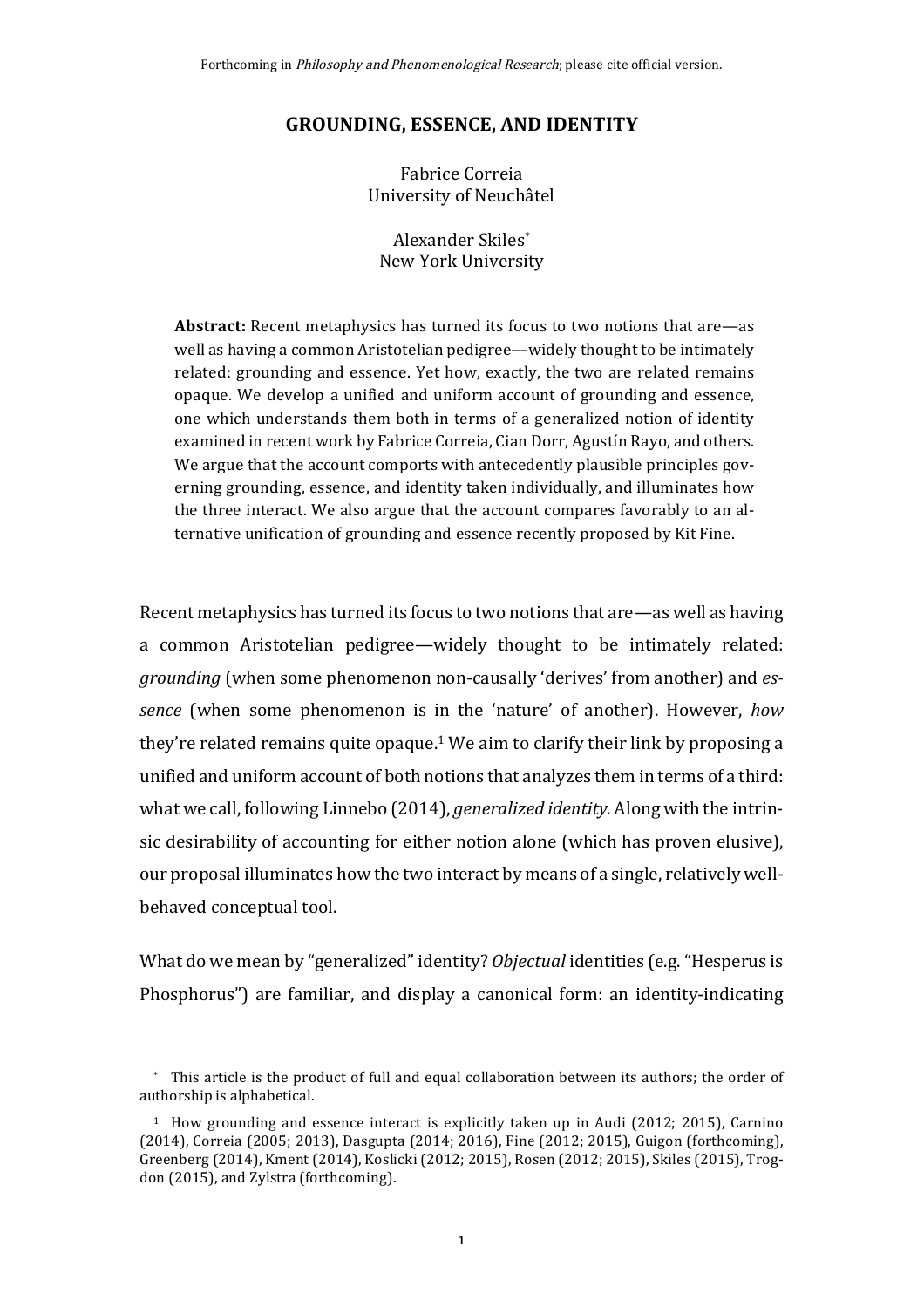Forthcoming in *Philosophy and Phenomenological Research*; please cite official version.

# GROUNDING, ESSENCE, AND IDENTITY

Fabrice Correia
University of Neuchâtel

Alexander Skiles[*]
New York University

> **Abstract:** Recent metaphysics has turned its focus to two notions that are—as well as having a common Aristotelian pedigree—widely thought to be intimately related: grounding and essence. Yet how, exactly, the two are related remains opaque. We develop a unified and uniform account of grounding and essence, one which understands them both in terms of a generalized notion of identity examined in recent work by Fabrice Correia, Cian Dorr, Agustín Rayo, and others. We argue that the account comports with antecedently plausible principles governing grounding, essence, and identity taken individually, and illuminates how the three interact. We also argue that the account compares favorably to an alternative unification of grounding and essence recently proposed by Kit Fine.

Recent metaphysics has turned its focus to two notions that are—as well as having a common Aristotelian pedigree—widely thought to be intimately related: *grounding* (when some phenomenon non-causally 'derives' from another) and *essence* (when some phenomenon is in the 'nature' of another). However, *how* they're related remains quite opaque.[1] We aim to clarify their link by proposing a unified and uniform account of both notions that analyzes them in terms of a third: what we call, following Linnebo (2014), *generalized identity*. Along with the intrinsic desirability of accounting for either notion alone (which has proven elusive), our proposal illuminates how the two interact by means of a single, relatively well-behaved conceptual tool.

What do we mean by "generalized" identity? *Objectual* identities (e.g. "Hesperus is Phosphorus") are familiar, and display a canonical form: an identity-indicating

---

[*] This article is the product of full and equal collaboration between its authors; the order of authorship is alphabetical.

[1] How grounding and essence interact is explicitly taken up in Audi (2012; 2015), Carnino (2014), Correia (2005; 2013), Dasgupta (2014; 2016), Fine (2012; 2015), Guigon (forthcoming), Greenberg (2014), Kment (2014), Koslicki (2012; 2015), Rosen (2012; 2015), Skiles (2015), Trogdon (2015), and Zylstra (forthcoming).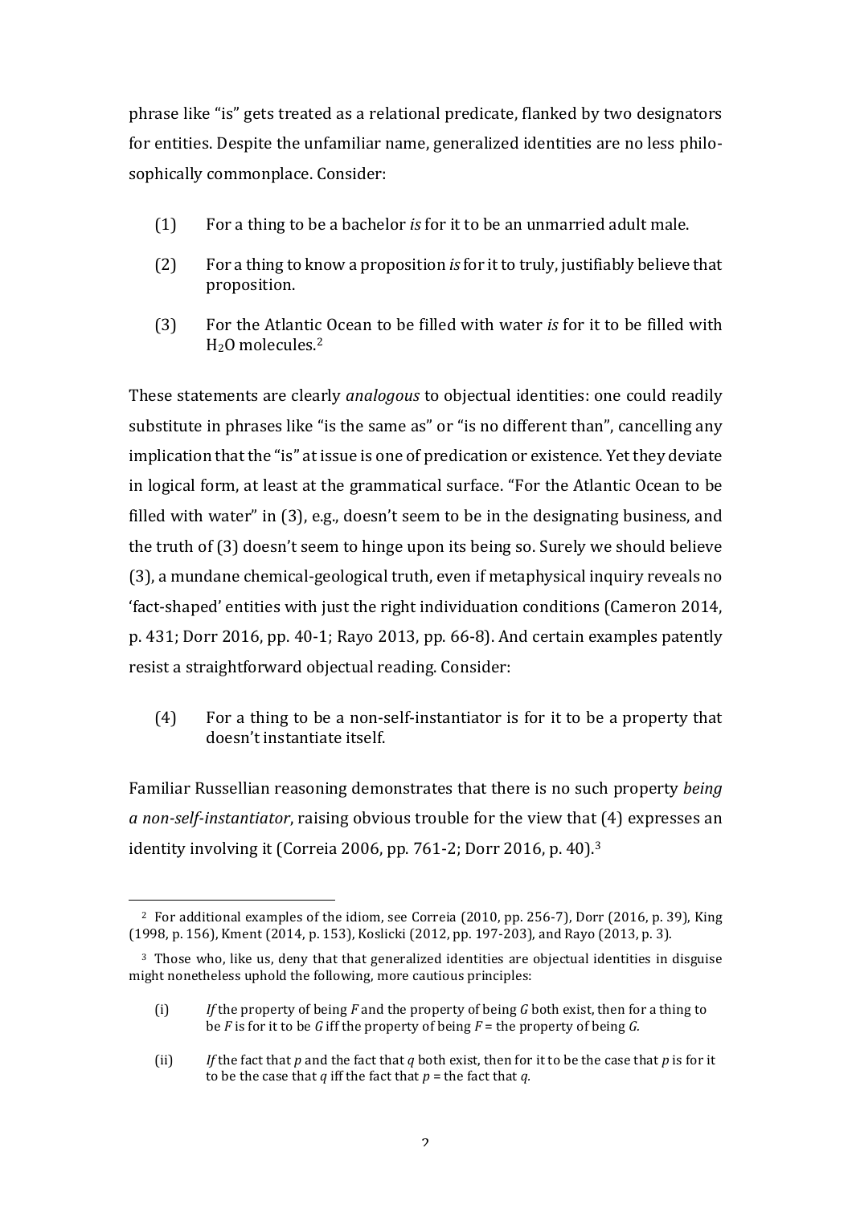phrase like "is" gets treated as a relational predicate, flanked by two designators for entities. Despite the unfamiliar name, generalized identities are no less philosophically commonplace. Consider:

(1) For a thing to be a bachelor *is* for it to be an unmarried adult male.

(2) For a thing to know a proposition *is* for it to truly, justifiably believe that proposition.

(3) For the Atlantic Ocean to be filled with water *is* for it to be filled with $H_2O$ molecules.[2]

These statements are clearly *analogous* to objectual identities: one could readily substitute in phrases like "is the same as" or "is no different than", cancelling any implication that the "is" at issue is one of predication or existence. Yet they deviate in logical form, at least at the grammatical surface. "For the Atlantic Ocean to be filled with water" in (3), e.g., doesn't seem to be in the designating business, and the truth of (3) doesn't seem to hinge upon its being so. Surely we should believe (3), a mundane chemical-geological truth, even if metaphysical inquiry reveals no 'fact-shaped' entities with just the right individuation conditions (Cameron 2014, p. 431; Dorr 2016, pp. 40-1; Rayo 2013, pp. 66-8). And certain examples patently resist a straightforward objectual reading. Consider:

(4) For a thing to be a non-self-instantiator is for it to be a property that doesn't instantiate itself.

Familiar Russellian reasoning demonstrates that there is no such property *being a non-self-instantiator*, raising obvious trouble for the view that (4) expresses an identity involving it (Correia 2006, pp. 761-2; Dorr 2016, p. 40).[3]

---

[2] For additional examples of the idiom, see Correia (2010, pp. 256-7), Dorr (2016, p. 39), King (1998, p. 156), Kment (2014, p. 153), Koslicki (2012, pp. 197-203), and Rayo (2013, p. 3).

[3] Those who, like us, deny that that generalized identities are objectual identities in disguise might nonetheless uphold the following, more cautious principles:

(i) *If* the property of being *F* and the property of being *G* both exist, then for a thing to be *F* is for it to be *G* iff the property of being *F* = the property of being *G*.

(ii) *If* the fact that *p* and the fact that *q* both exist, then for it to be the case that *p* is for it to be the case that *q* iff the fact that *p* = the fact that *q*.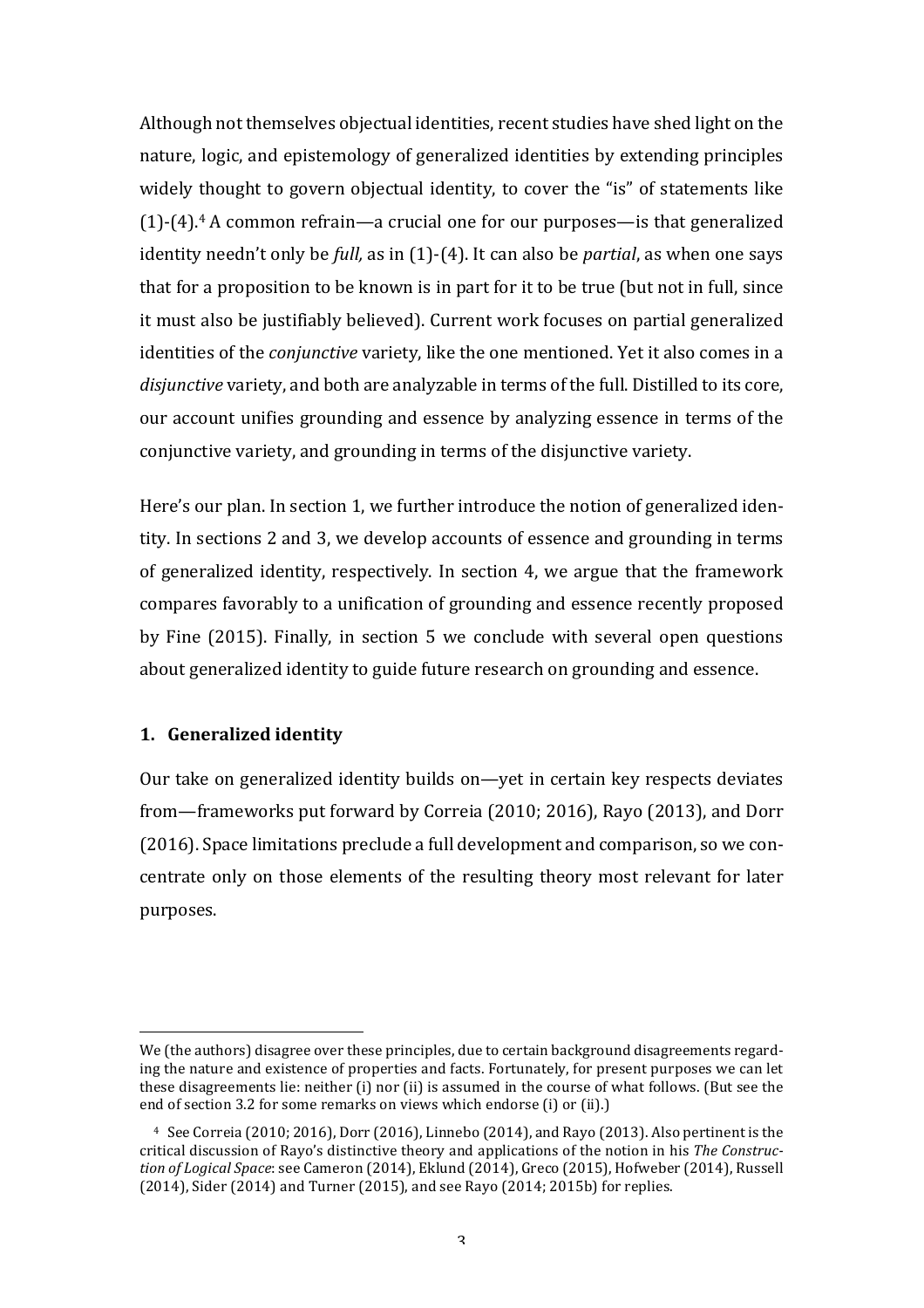Although not themselves objectual identities, recent studies have shed light on the nature, logic, and epistemology of generalized identities by extending principles widely thought to govern objectual identity, to cover the "is" of statements like (1)-(4).[4] A common refrain—a crucial one for our purposes—is that generalized identity needn't only be *full,* as in (1)-(4). It can also be *partial*, as when one says that for a proposition to be known is in part for it to be true (but not in full, since it must also be justifiably believed). Current work focuses on partial generalized identities of the *conjunctive* variety, like the one mentioned. Yet it also comes in a *disjunctive* variety, and both are analyzable in terms of the full. Distilled to its core, our account unifies grounding and essence by analyzing essence in terms of the conjunctive variety, and grounding in terms of the disjunctive variety.

Here's our plan. In section 1, we further introduce the notion of generalized identity. In sections 2 and 3, we develop accounts of essence and grounding in terms of generalized identity, respectively. In section 4, we argue that the framework compares favorably to a unification of grounding and essence recently proposed by Fine (2015). Finally, in section 5 we conclude with several open questions about generalized identity to guide future research on grounding and essence.

## 1. Generalized identity

Our take on generalized identity builds on—yet in certain key respects deviates from—frameworks put forward by Correia (2010; 2016), Rayo (2013), and Dorr (2016). Space limitations preclude a full development and comparison, so we concentrate only on those elements of the resulting theory most relevant for later purposes.

---

We (the authors) disagree over these principles, due to certain background disagreements regarding the nature and existence of properties and facts. Fortunately, for present purposes we can let these disagreements lie: neither (i) nor (ii) is assumed in the course of what follows. (But see the end of section 3.2 for some remarks on views which endorse (i) or (ii).)

[4] See Correia (2010; 2016), Dorr (2016), Linnebo (2014), and Rayo (2013). Also pertinent is the critical discussion of Rayo's distinctive theory and applications of the notion in his *The Construction of Logical Space*: see Cameron (2014), Eklund (2014), Greco (2015), Hofweber (2014), Russell (2014), Sider (2014) and Turner (2015), and see Rayo (2014; 2015b) for replies.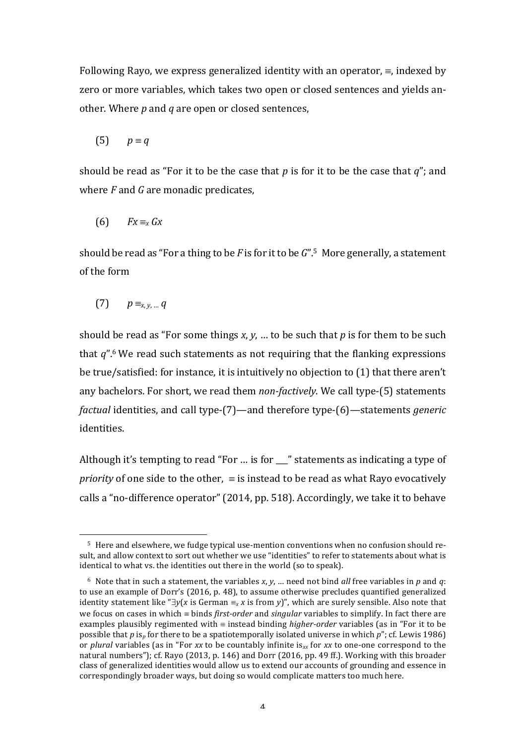Following Rayo, we express generalized identity with an operator, $\equiv$, indexed by zero or more variables, which takes two open or closed sentences and yields another. Where $p$ and $q$ are open or closed sentences,

(5) $p \equiv q$

should be read as "For it to be the case that $p$ is for it to be the case that $q$"; and where $F$ and $G$ are monadic predicates,

(6) $Fx \equiv_x Gx$

should be read as "For a thing to be $F$ is for it to be $G$".[5] More generally, a statement of the form

(7) $p \equiv_{x, y, \ldots} q$

should be read as "For some things $x$, $y$, … to be such that $p$ is for them to be such that $q$".[6] We read such statements as not requiring that the flanking expressions be true/satisfied: for instance, it is intuitively no objection to (1) that there aren't any bachelors. For short, we read them *non-factively*. We call type-(5) statements *factual* identities, and call type-(7)—and therefore type-(6)—statements *generic* identities.

Although it's tempting to read "For … is for ___" statements as indicating a type of *priority* of one side to the other, $\equiv$ is instead to be read as what Rayo evocatively calls a "no-difference operator" (2014, pp. 518). Accordingly, we take it to behave

---

[5] Here and elsewhere, we fudge typical use-mention conventions when no confusion should result, and allow context to sort out whether we use "identities" to refer to statements about what is identical to what vs. the identities out there in the world (so to speak).

[6] Note that in such a statement, the variables $x$, $y$, … need not bind *all* free variables in $p$ and $q$: to use an example of Dorr's (2016, p. 48), to assume otherwise precludes quantified generalized identity statement like "$\exists y$($x$ is German $\equiv_x$ $x$ is from $y$)", which are surely sensible. Also note that we focus on cases in which $\equiv$ binds *first-order* and *singular* variables to simplify. In fact there are examples plausibly regimented with $\equiv$ instead binding *higher-order* variables (as in "For it to be possible that $p$ is$_p$ for there to be a spatiotemporally isolated universe in which $p$"; cf. Lewis 1986) or *plural* variables (as in "For $xx$ to be countably infinite is$_{xx}$ for $xx$ to one-one correspond to the natural numbers"); cf. Rayo (2013, p. 146) and Dorr (2016, pp. 49 ff.). Working with this broader class of generalized identities would allow us to extend our accounts of grounding and essence in correspondingly broader ways, but doing so would complicate matters too much here.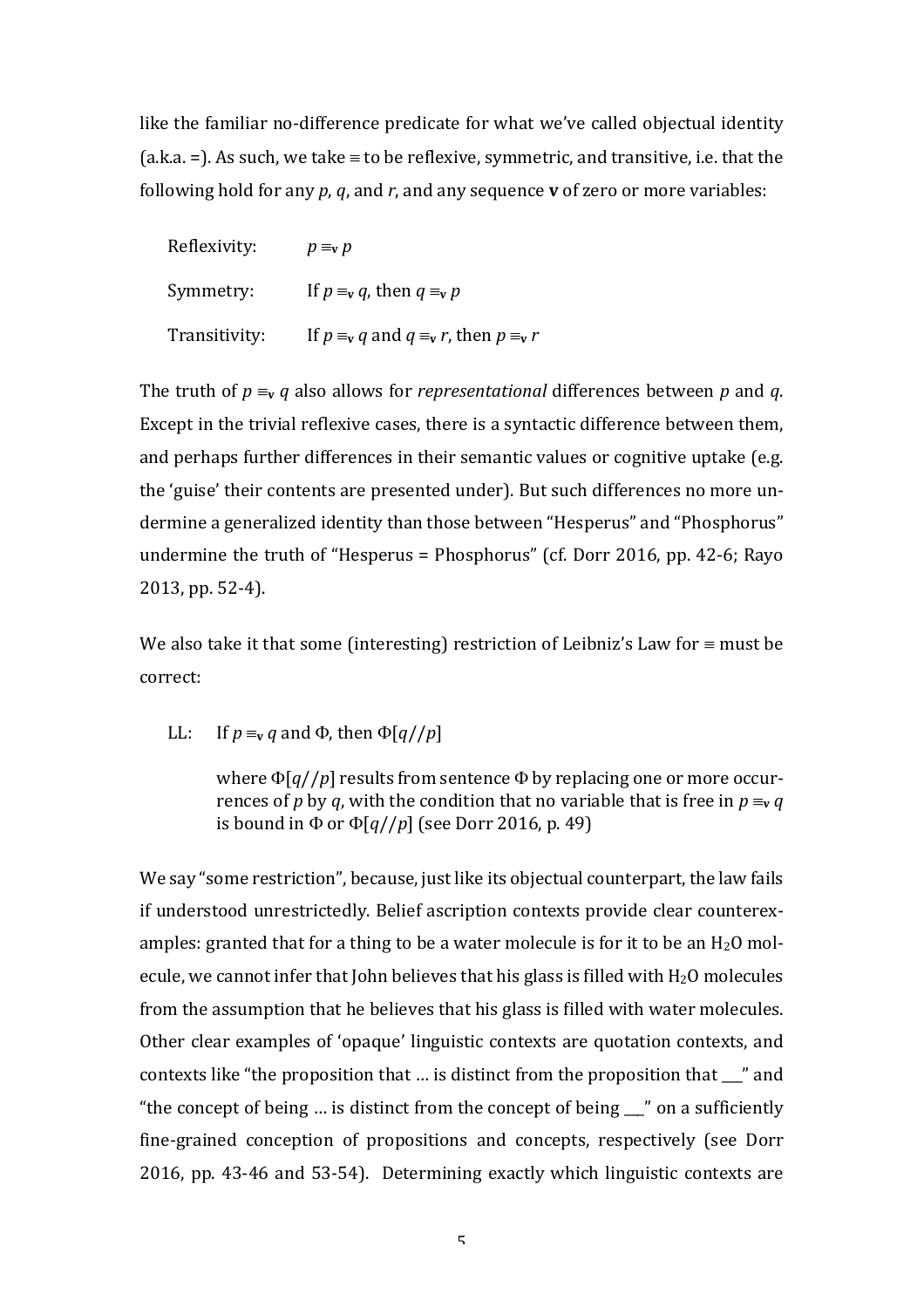like the familiar no-difference predicate for what we've called objectual identity (a.k.a. =). As such, we take ≡ to be reflexive, symmetric, and transitive, i.e. that the following hold for any *p*, *q*, and *r*, and any sequence **v** of zero or more variables:

Reflexivity: $p \equiv_{\mathbf{v}} p$

Symmetry: If $p \equiv_{\mathbf{v}} q$, then $q \equiv_{\mathbf{v}} p$

Transitivity: If $p \equiv_{\mathbf{v}} q$ and $q \equiv_{\mathbf{v}} r$, then $p \equiv_{\mathbf{v}} r$

The truth of $p \equiv_{\mathbf{v}} q$ also allows for *representational* differences between *p* and *q*. Except in the trivial reflexive cases, there is a syntactic difference between them, and perhaps further differences in their semantic values or cognitive uptake (e.g. the 'guise' their contents are presented under). But such differences no more undermine a generalized identity than those between "Hesperus" and "Phosphorus" undermine the truth of "Hesperus = Phosphorus" (cf. Dorr 2016, pp. 42-6; Rayo 2013, pp. 52-4).

We also take it that some (interesting) restriction of Leibniz's Law for ≡ must be correct:

LL: If $p \equiv_{\mathbf{v}} q$ and Φ, then $\Phi[q//p]$

> where $\Phi[q//p]$ results from sentence Φ by replacing one or more occurrences of *p* by *q*, with the condition that no variable that is free in $p \equiv_{\mathbf{v}} q$ is bound in Φ or $\Phi[q//p]$ (see Dorr 2016, p. 49)

We say "some restriction", because, just like its objectual counterpart, the law fails if understood unrestrictedly. Belief ascription contexts provide clear counterexamples: granted that for a thing to be a water molecule is for it to be an $H_2O$ molecule, we cannot infer that John believes that his glass is filled with $H_2O$ molecules from the assumption that he believes that his glass is filled with water molecules. Other clear examples of 'opaque' linguistic contexts are quotation contexts, and contexts like "the proposition that … is distinct from the proposition that \_\_\_" and "the concept of being … is distinct from the concept of being \_\_\_" on a sufficiently fine-grained conception of propositions and concepts, respectively (see Dorr 2016, pp. 43-46 and 53-54). Determining exactly which linguistic contexts are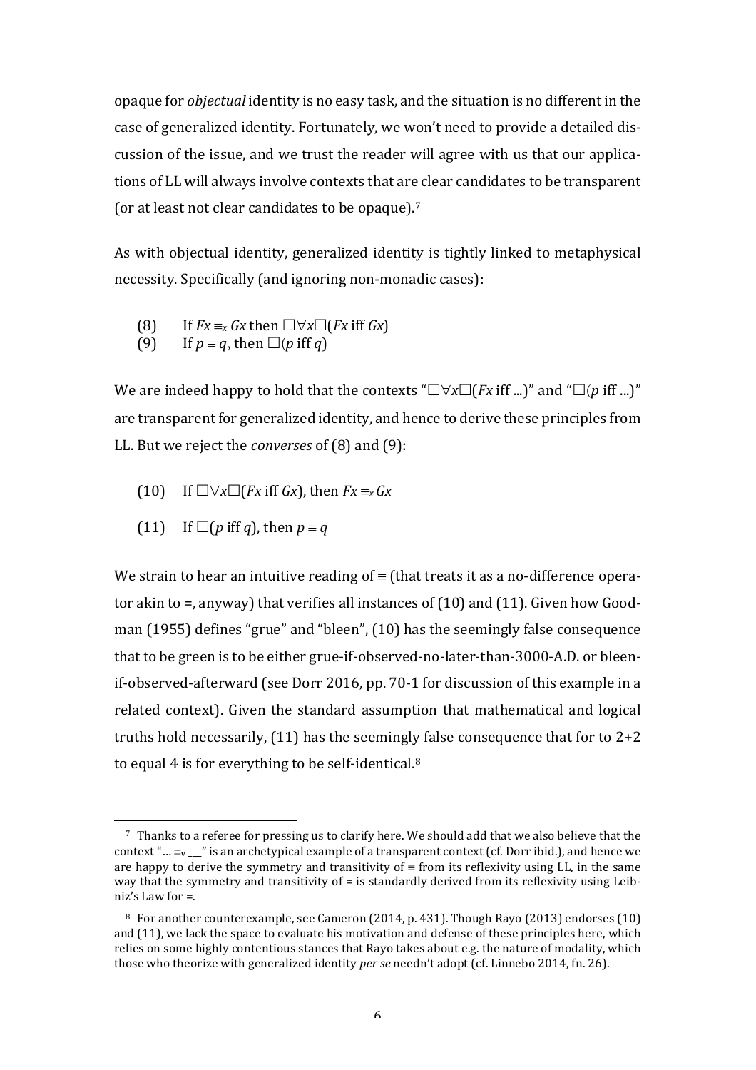opaque for *objectual* identity is no easy task, and the situation is no different in the case of generalized identity. Fortunately, we won't need to provide a detailed discussion of the issue, and we trust the reader will agree with us that our applications of LL will always involve contexts that are clear candidates to be transparent (or at least not clear candidates to be opaque).[7]

As with objectual identity, generalized identity is tightly linked to metaphysical necessity. Specifically (and ignoring non-monadic cases):

(8) If $Fx \equiv_x Gx$ then $\Box\forall x\Box(Fx \text{ iff } Gx)$

(9) If $p \equiv q$, then $\Box(p \text{ iff } q)$

We are indeed happy to hold that the contexts "$\Box\forall x\Box(Fx$ iff ...)" and "$\Box(p$ iff ...)" are transparent for generalized identity, and hence to derive these principles from LL. But we reject the *converses* of (8) and (9):

(10) If $\Box\forall x\Box(Fx \text{ iff } Gx)$, then $Fx \equiv_x Gx$

(11) If $\Box(p \text{ iff } q)$, then $p \equiv q$

We strain to hear an intuitive reading of $\equiv$ (that treats it as a no-difference operator akin to =, anyway) that verifies all instances of (10) and (11). Given how Goodman (1955) defines "grue" and "bleen", (10) has the seemingly false consequence that to be green is to be either grue-if-observed-no-later-than-3000-A.D. or bleen-if-observed-afterward (see Dorr 2016, pp. 70-1 for discussion of this example in a related context). Given the standard assumption that mathematical and logical truths hold necessarily, (11) has the seemingly false consequence that for to 2+2 to equal 4 is for everything to be self-identical.[8]

---

[7] Thanks to a referee for pressing us to clarify here. We should add that we also believe that the context "... $\equiv_{\mathbf{v}}$ ___" is an archetypical example of a transparent context (cf. Dorr ibid.), and hence we are happy to derive the symmetry and transitivity of $\equiv$ from its reflexivity using LL, in the same way that the symmetry and transitivity of = is standardly derived from its reflexivity using Leibniz's Law for =.

[8] For another counterexample, see Cameron (2014, p. 431). Though Rayo (2013) endorses (10) and (11), we lack the space to evaluate his motivation and defense of these principles here, which relies on some highly contentious stances that Rayo takes about e.g. the nature of modality, which those who theorize with generalized identity *per se* needn't adopt (cf. Linnebo 2014, fn. 26).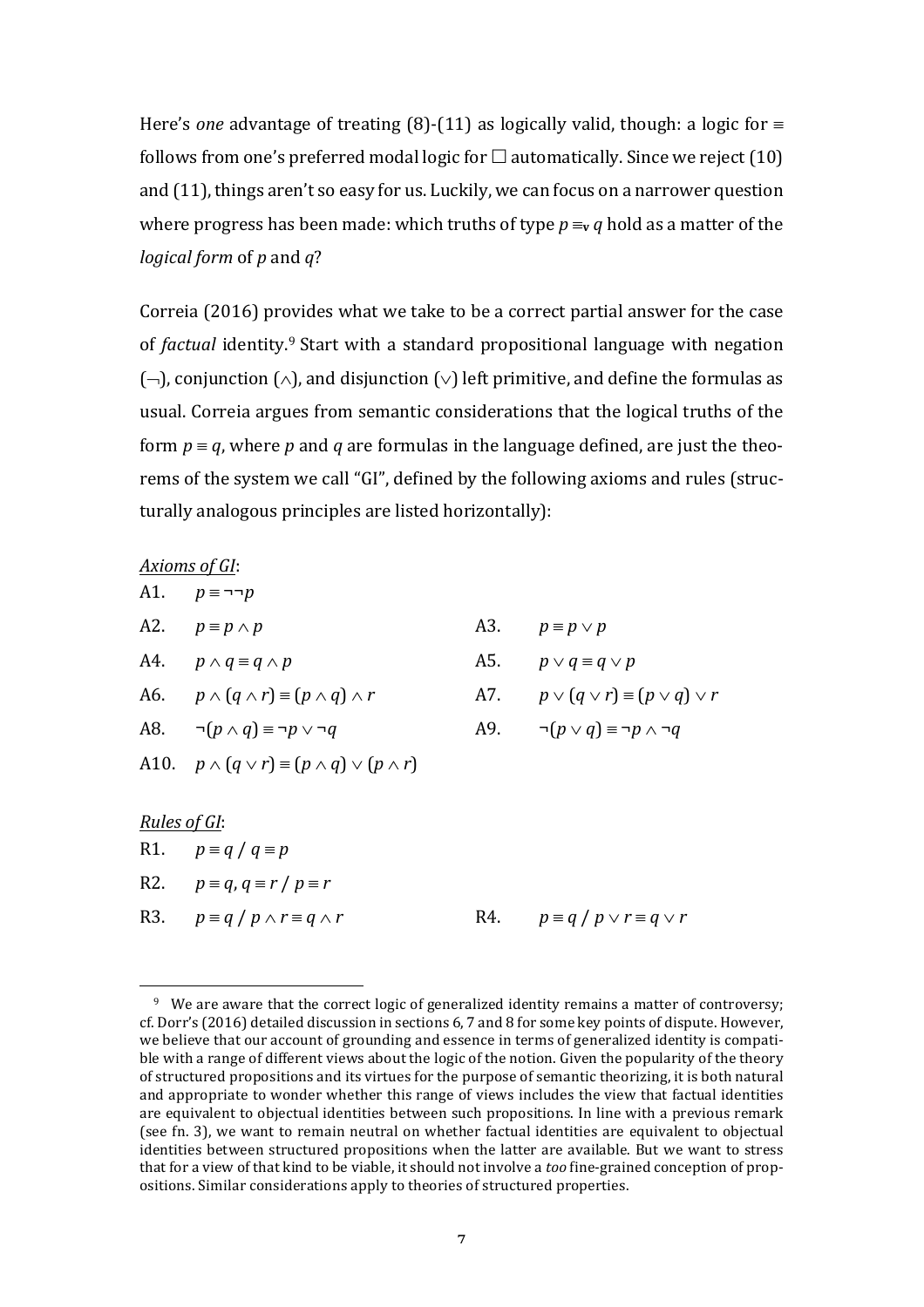Here's *one* advantage of treating (8)-(11) as logically valid, though: a logic for $\equiv$ follows from one's preferred modal logic for $\Box$ automatically. Since we reject (10) and (11), things aren't so easy for us. Luckily, we can focus on a narrower question where progress has been made: which truths of type $p \equiv_{\mathbf{v}} q$ hold as a matter of the *logical form* of *p* and *q*?

Correia (2016) provides what we take to be a correct partial answer for the case of *factual* identity.[9] Start with a standard propositional language with negation ($\neg$), conjunction ($\wedge$), and disjunction ($\vee$) left primitive, and define the formulas as usual. Correia argues from semantic considerations that the logical truths of the form $p \equiv q$, where *p* and *q* are formulas in the language defined, are just the theorems of the system we call "GI", defined by the following axioms and rules (structurally analogous principles are listed horizontally):

*Axioms of GI*:

| | | | |
|---|---|---|---|
| A1. | $p \equiv \neg\neg p$ | | |
| A2. | $p \equiv p \wedge p$ | A3. | $p \equiv p \vee p$ |
| A4. | $p \wedge q \equiv q \wedge p$ | A5. | $p \vee q \equiv q \vee p$ |
| A6. | $p \wedge (q \wedge r) \equiv (p \wedge q) \wedge r$ | A7. | $p \vee (q \vee r) \equiv (p \vee q) \vee r$ |
| A8. | $\neg(p \wedge q) \equiv \neg p \vee \neg q$ | A9. | $\neg(p \vee q) \equiv \neg p \wedge \neg q$ |
| A10. | $p \wedge (q \vee r) \equiv (p \wedge q) \vee (p \wedge r)$ | | |

*Rules of GI*:

| | | | |
|---|---|---|---|
| R1. | $p \equiv q \;/\; q \equiv p$ | | |
| R2. | $p \equiv q, q \equiv r \;/\; p \equiv r$ | | |
| R3. | $p \equiv q \;/\; p \wedge r \equiv q \wedge r$ | R4. | $p \equiv q \;/\; p \vee r \equiv q \vee r$ |

[9] We are aware that the correct logic of generalized identity remains a matter of controversy; cf. Dorr's (2016) detailed discussion in sections 6, 7 and 8 for some key points of dispute. However, we believe that our account of grounding and essence in terms of generalized identity is compatible with a range of different views about the logic of the notion. Given the popularity of the theory of structured propositions and its virtues for the purpose of semantic theorizing, it is both natural and appropriate to wonder whether this range of views includes the view that factual identities are equivalent to objectual identities between such propositions. In line with a previous remark (see fn. 3), we want to remain neutral on whether factual identities are equivalent to objectual identities between structured propositions when the latter are available. But we want to stress that for a view of that kind to be viable, it should not involve a *too* fine-grained conception of propositions. Similar considerations apply to theories of structured properties.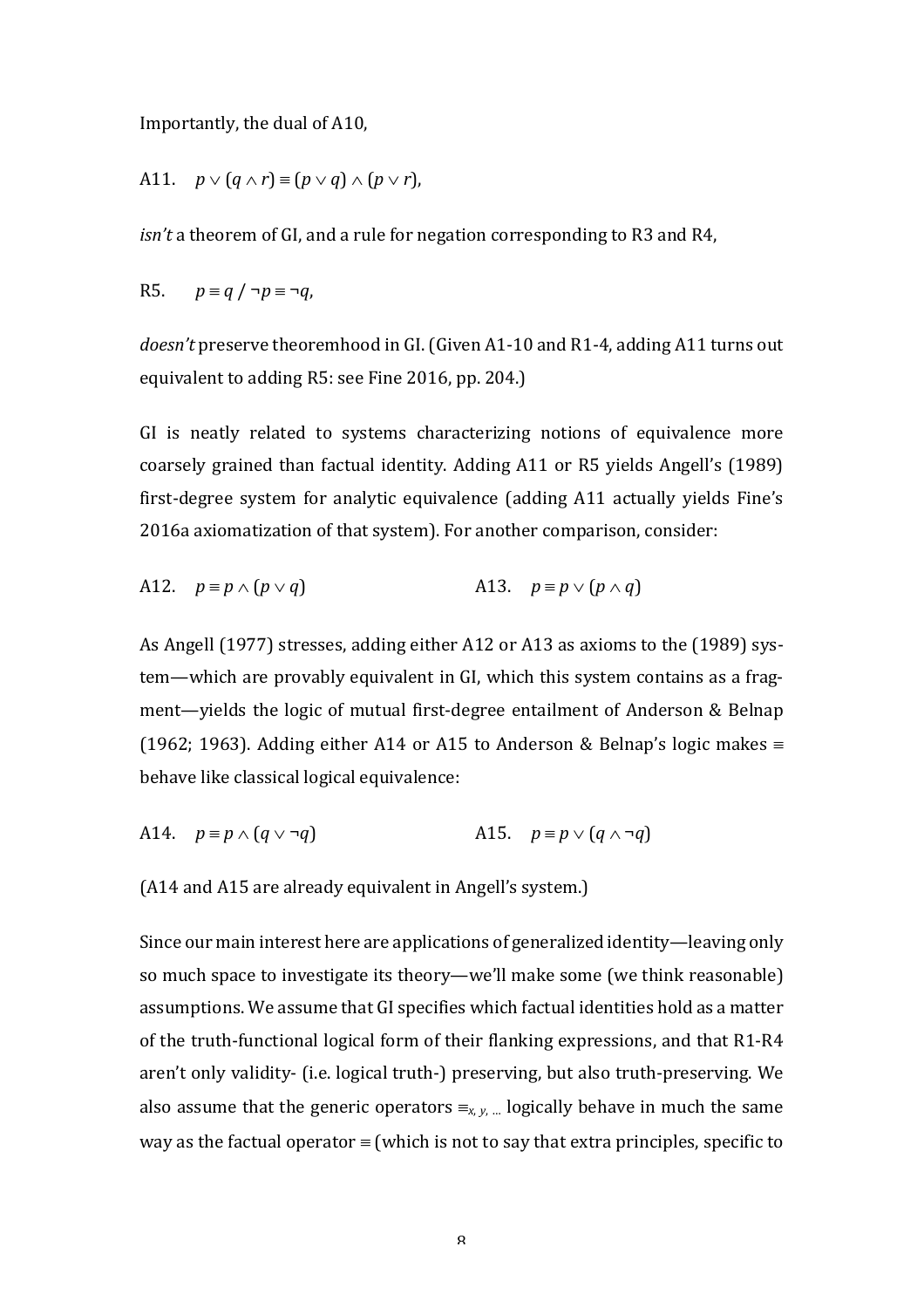Importantly, the dual of A10,

A11. $p \vee (q \wedge r) \equiv (p \vee q) \wedge (p \vee r)$,

*isn't* a theorem of GI, and a rule for negation corresponding to R3 and R4,

R5. $p \equiv q \mathbin{/} \neg p \equiv \neg q$,

*doesn't* preserve theoremhood in GI. (Given A1-10 and R1-4, adding A11 turns out equivalent to adding R5: see Fine 2016, pp. 204.)

GI is neatly related to systems characterizing notions of equivalence more coarsely grained than factual identity. Adding A11 or R5 yields Angell's (1989) first-degree system for analytic equivalence (adding A11 actually yields Fine's 2016a axiomatization of that system). For another comparison, consider:

A12. $p \equiv p \wedge (p \vee q)$ A13. $p \equiv p \vee (p \wedge q)$

As Angell (1977) stresses, adding either A12 or A13 as axioms to the (1989) system—which are provably equivalent in GI, which this system contains as a fragment—yields the logic of mutual first-degree entailment of Anderson & Belnap (1962; 1963). Adding either A14 or A15 to Anderson & Belnap's logic makes $\equiv$ behave like classical logical equivalence:

A14. $p \equiv p \wedge (q \vee \neg q)$ A15. $p \equiv p \vee (q \wedge \neg q)$

(A14 and A15 are already equivalent in Angell's system.)

Since our main interest here are applications of generalized identity—leaving only so much space to investigate its theory—we'll make some (we think reasonable) assumptions. We assume that GI specifies which factual identities hold as a matter of the truth-functional logical form of their flanking expressions, and that R1-R4 aren't only validity- (i.e. logical truth-) preserving, but also truth-preserving. We also assume that the generic operators $\equiv_{x, y, \ldots}$ logically behave in much the same way as the factual operator $\equiv$ (which is not to say that extra principles, specific to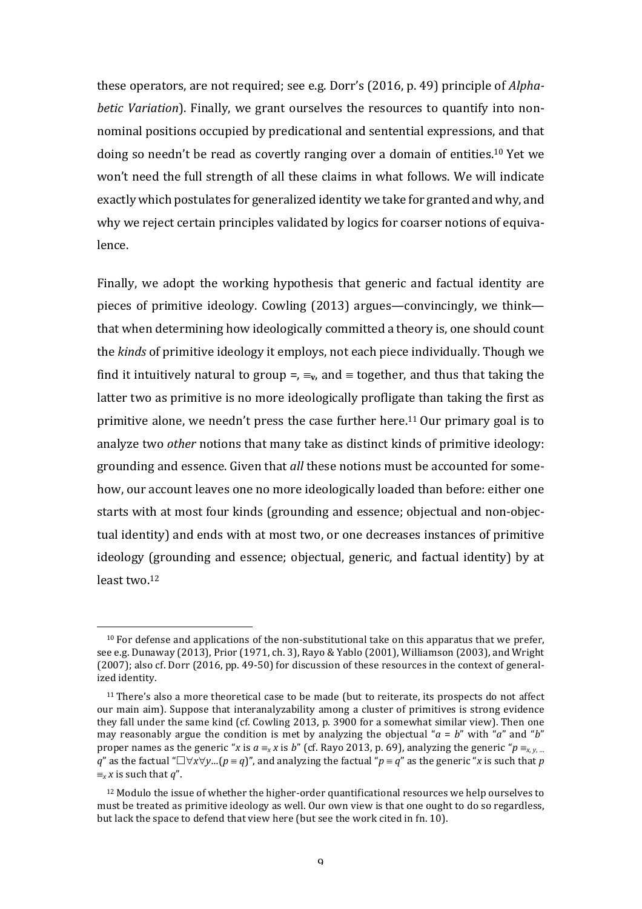these operators, are not required; see e.g. Dorr's (2016, p. 49) principle of *Alphabetic Variation*). Finally, we grant ourselves the resources to quantify into non-nominal positions occupied by predicational and sentential expressions, and that doing so needn't be read as covertly ranging over a domain of entities.[10] Yet we won't need the full strength of all these claims in what follows. We will indicate exactly which postulates for generalized identity we take for granted and why, and why we reject certain principles validated by logics for coarser notions of equivalence.

Finally, we adopt the working hypothesis that generic and factual identity are pieces of primitive ideology. Cowling (2013) argues—convincingly, we think—that when determining how ideologically committed a theory is, one should count the *kinds* of primitive ideology it employs, not each piece individually. Though we find it intuitively natural to group $=$, $\equiv_{\mathbf{v}}$, and $\equiv$ together, and thus that taking the latter two as primitive is no more ideologically profligate than taking the first as primitive alone, we needn't press the case further here.[11] Our primary goal is to analyze two *other* notions that many take as distinct kinds of primitive ideology: grounding and essence. Given that *all* these notions must be accounted for somehow, our account leaves one no more ideologically loaded than before: either one starts with at most four kinds (grounding and essence; objectual and non-objectual identity) and ends with at most two, or one decreases instances of primitive ideology (grounding and essence; objectual, generic, and factual identity) by at least two.[12]

---

[10] For defense and applications of the non-substitutional take on this apparatus that we prefer, see e.g. Dunaway (2013), Prior (1971, ch. 3), Rayo & Yablo (2001), Williamson (2003), and Wright (2007); also cf. Dorr (2016, pp. 49-50) for discussion of these resources in the context of generalized identity.

[11] There's also a more theoretical case to be made (but to reiterate, its prospects do not affect our main aim). Suppose that interanalyzability among a cluster of primitives is strong evidence they fall under the same kind (cf. Cowling 2013, p. 3900 for a somewhat similar view). Then one may reasonably argue the condition is met by analyzing the objectual "$a = b$" with "$a$" and "$b$" proper names as the generic "$x$ is $a \equiv_x x$ is $b$" (cf. Rayo 2013, p. 69), analyzing the generic "$p \equiv_{x, y, \dots} q$" as the factual "$\Box\forall x\forall y\dots(p \equiv q)$", and analyzing the factual "$p \equiv q$" as the generic "$x$ is such that $p \equiv_x x$ is such that $q$".

[12] Modulo the issue of whether the higher-order quantificational resources we help ourselves to must be treated as primitive ideology as well. Our own view is that one ought to do so regardless, but lack the space to defend that view here (but see the work cited in fn. 10).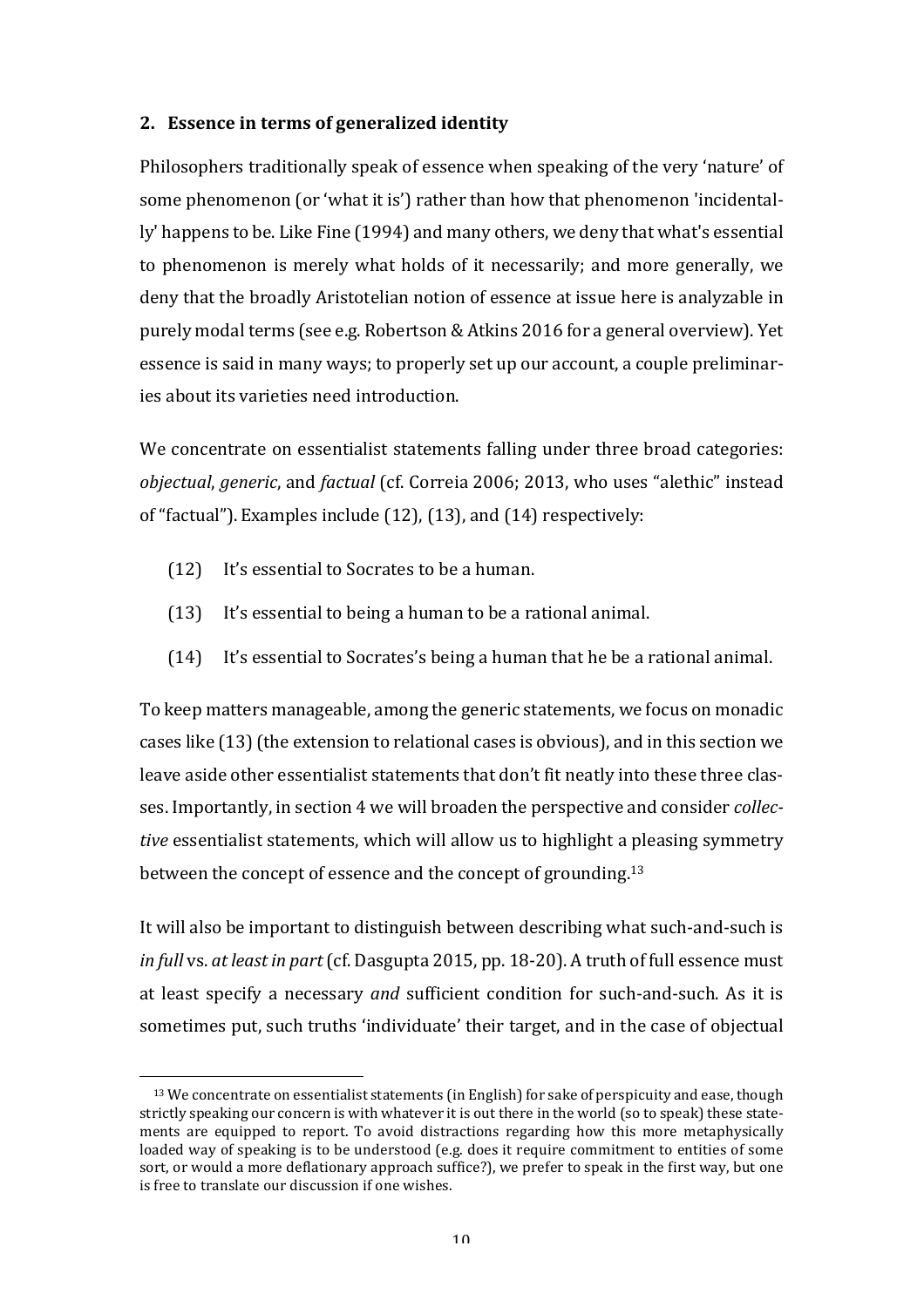## 2. Essence in terms of generalized identity

Philosophers traditionally speak of essence when speaking of the very 'nature' of some phenomenon (or 'what it is') rather than how that phenomenon 'incidentally' happens to be. Like Fine (1994) and many others, we deny that what's essential to phenomenon is merely what holds of it necessarily; and more generally, we deny that the broadly Aristotelian notion of essence at issue here is analyzable in purely modal terms (see e.g. Robertson & Atkins 2016 for a general overview). Yet essence is said in many ways; to properly set up our account, a couple preliminaries about its varieties need introduction.

We concentrate on essentialist statements falling under three broad categories: *objectual*, *generic*, and *factual* (cf. Correia 2006; 2013, who uses "alethic" instead of "factual"). Examples include (12), (13), and (14) respectively:

(12) It's essential to Socrates to be a human.

(13) It's essential to being a human to be a rational animal.

(14) It's essential to Socrates's being a human that he be a rational animal.

To keep matters manageable, among the generic statements, we focus on monadic cases like (13) (the extension to relational cases is obvious), and in this section we leave aside other essentialist statements that don't fit neatly into these three classes. Importantly, in section 4 we will broaden the perspective and consider *collective* essentialist statements, which will allow us to highlight a pleasing symmetry between the concept of essence and the concept of grounding.[13]

It will also be important to distinguish between describing what such-and-such is *in full* vs. *at least in part* (cf. Dasgupta 2015, pp. 18-20). A truth of full essence must at least specify a necessary *and* sufficient condition for such-and-such. As it is sometimes put, such truths 'individuate' their target, and in the case of objectual

[13] We concentrate on essentialist statements (in English) for sake of perspicuity and ease, though strictly speaking our concern is with whatever it is out there in the world (so to speak) these statements are equipped to report. To avoid distractions regarding how this more metaphysically loaded way of speaking is to be understood (e.g. does it require commitment to entities of some sort, or would a more deflationary approach suffice?), we prefer to speak in the first way, but one is free to translate our discussion if one wishes.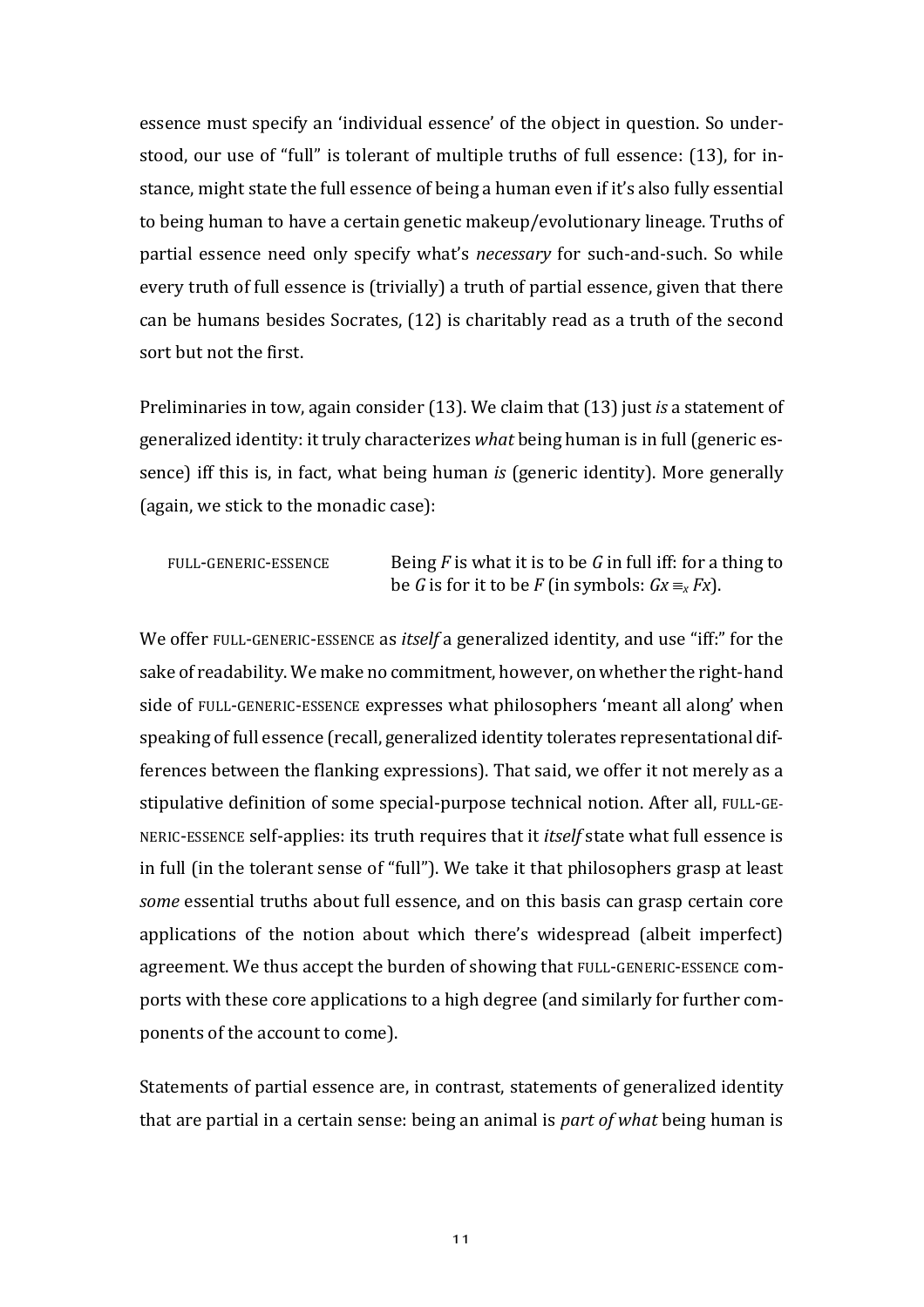essence must specify an 'individual essence' of the object in question. So understood, our use of "full" is tolerant of multiple truths of full essence: (13), for instance, might state the full essence of being a human even if it's also fully essential to being human to have a certain genetic makeup/evolutionary lineage. Truths of partial essence need only specify what's *necessary* for such-and-such. So while every truth of full essence is (trivially) a truth of partial essence, given that there can be humans besides Socrates, (12) is charitably read as a truth of the second sort but not the first.

Preliminaries in tow, again consider (13). We claim that (13) just *is* a statement of generalized identity: it truly characterizes *what* being human is in full (generic essence) iff this is, in fact, what being human *is* (generic identity). More generally (again, we stick to the monadic case):

FULL-GENERIC-ESSENCE   Being $F$ is what it is to be $G$ in full iff: for a thing to be $G$ is for it to be $F$ (in symbols: $Gx \equiv_x Fx$).

We offer FULL-GENERIC-ESSENCE as *itself* a generalized identity, and use "iff:" for the sake of readability. We make no commitment, however, on whether the right-hand side of FULL-GENERIC-ESSENCE expresses what philosophers 'meant all along' when speaking of full essence (recall, generalized identity tolerates representational differences between the flanking expressions). That said, we offer it not merely as a stipulative definition of some special-purpose technical notion. After all, FULL-GENERIC-ESSENCE self-applies: its truth requires that it *itself* state what full essence is in full (in the tolerant sense of "full"). We take it that philosophers grasp at least *some* essential truths about full essence, and on this basis can grasp certain core applications of the notion about which there's widespread (albeit imperfect) agreement. We thus accept the burden of showing that FULL-GENERIC-ESSENCE comports with these core applications to a high degree (and similarly for further components of the account to come).

Statements of partial essence are, in contrast, statements of generalized identity that are partial in a certain sense: being an animal is *part of what* being human is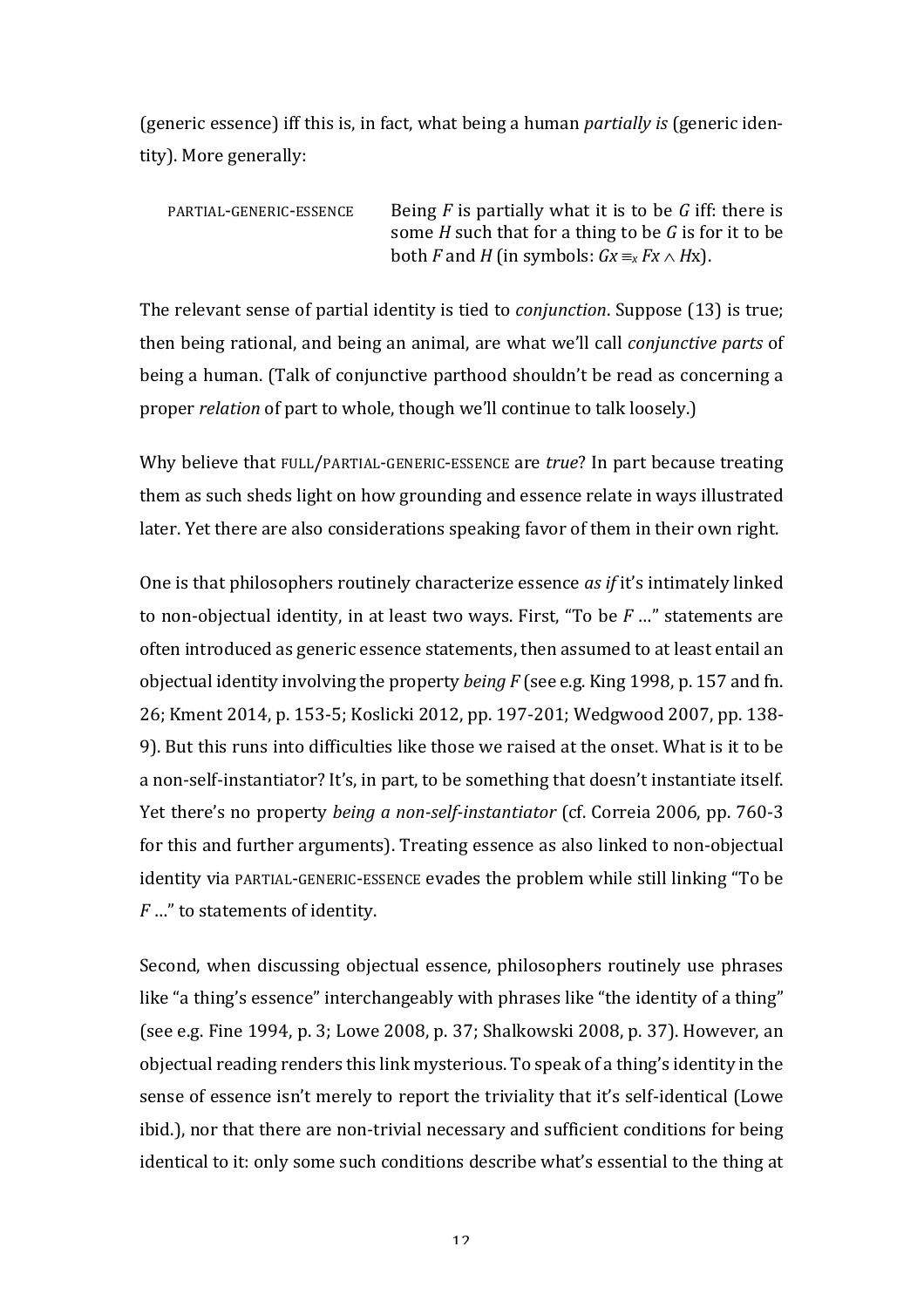(generic essence) iff this is, in fact, what being a human *partially is* (generic identity). More generally:

PARTIAL-GENERIC-ESSENCE Being *F* is partially what it is to be *G* iff: there is some *H* such that for a thing to be *G* is for it to be both *F* and *H* (in symbols: $Gx \equiv_x Fx \wedge Hx$).

The relevant sense of partial identity is tied to *conjunction*. Suppose (13) is true; then being rational, and being an animal, are what we'll call *conjunctive parts* of being a human. (Talk of conjunctive parthood shouldn't be read as concerning a proper *relation* of part to whole, though we'll continue to talk loosely.)

Why believe that FULL/PARTIAL-GENERIC-ESSENCE are *true*? In part because treating them as such sheds light on how grounding and essence relate in ways illustrated later. Yet there are also considerations speaking favor of them in their own right.

One is that philosophers routinely characterize essence *as if* it's intimately linked to non-objectual identity, in at least two ways. First, "To be *F* …" statements are often introduced as generic essence statements, then assumed to at least entail an objectual identity involving the property *being F* (see e.g. King 1998, p. 157 and fn. 26; Kment 2014, p. 153-5; Koslicki 2012, pp. 197-201; Wedgwood 2007, pp. 138-9). But this runs into difficulties like those we raised at the onset. What is it to be a non-self-instantiator? It's, in part, to be something that doesn't instantiate itself. Yet there's no property *being a non-self-instantiator* (cf. Correia 2006, pp. 760-3 for this and further arguments). Treating essence as also linked to non-objectual identity via PARTIAL-GENERIC-ESSENCE evades the problem while still linking "To be *F* …" to statements of identity.

Second, when discussing objectual essence, philosophers routinely use phrases like "a thing's essence" interchangeably with phrases like "the identity of a thing" (see e.g. Fine 1994, p. 3; Lowe 2008, p. 37; Shalkowski 2008, p. 37). However, an objectual reading renders this link mysterious. To speak of a thing's identity in the sense of essence isn't merely to report the triviality that it's self-identical (Lowe ibid.), nor that there are non-trivial necessary and sufficient conditions for being identical to it: only some such conditions describe what's essential to the thing at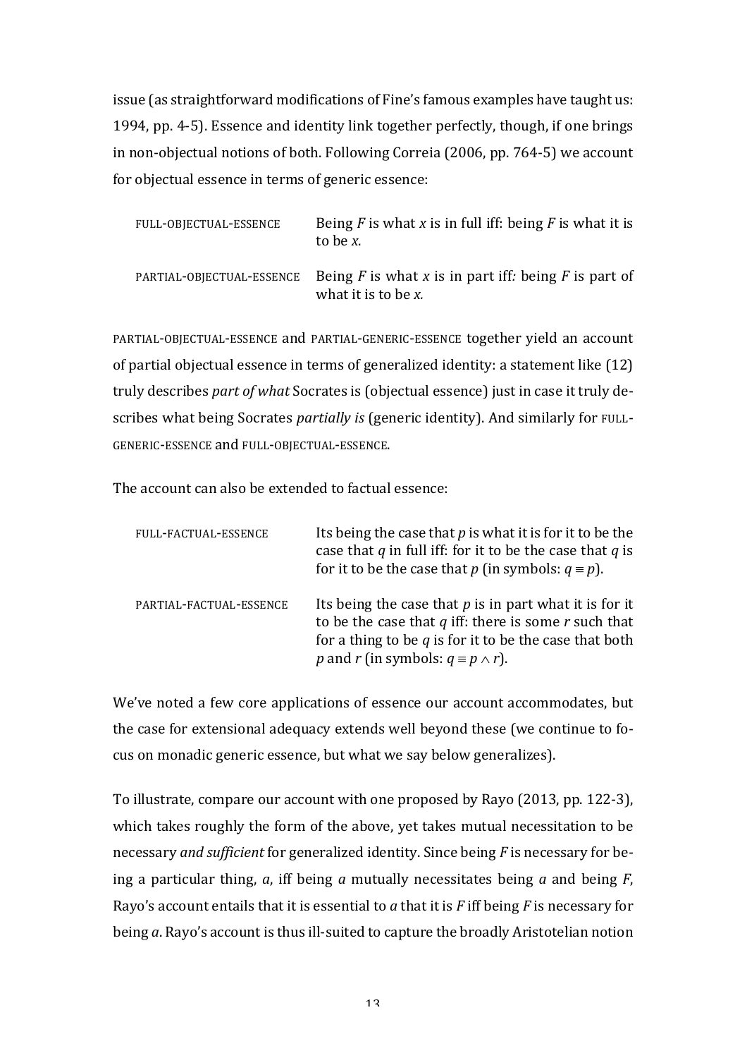issue (as straightforward modifications of Fine's famous examples have taught us: 1994, pp. 4-5). Essence and identity link together perfectly, though, if one brings in non-objectual notions of both. Following Correia (2006, pp. 764-5) we account for objectual essence in terms of generic essence:

| | |
|---|---|
| FULL-OBJECTUAL-ESSENCE | Being $F$ is what $x$ is in full iff: being $F$ is what it is to be $x$. |
| PARTIAL-OBJECTUAL-ESSENCE | Being $F$ is what $x$ is in part iff*:* being $F$ is part of what it is to be $x$*.* |

PARTIAL-OBJECTUAL-ESSENCE and PARTIAL-GENERIC-ESSENCE together yield an account of partial objectual essence in terms of generalized identity: a statement like (12) truly describes *part of what* Socrates is (objectual essence) just in case it truly describes what being Socrates *partially is* (generic identity). And similarly for FULL-GENERIC-ESSENCE and FULL-OBJECTUAL-ESSENCE.

The account can also be extended to factual essence:

| | |
|---|---|
| FULL-FACTUAL-ESSENCE | Its being the case that $p$ is what it is for it to be the case that $q$ in full iff: for it to be the case that $q$ is for it to be the case that $p$ (in symbols: $q \equiv p$). |
| PARTIAL-FACTUAL-ESSENCE | Its being the case that $p$ is in part what it is for it to be the case that $q$ iff: there is some $r$ such that for a thing to be $q$ is for it to be the case that both $p$ and $r$ (in symbols: $q \equiv p \wedge r$). |

We've noted a few core applications of essence our account accommodates, but the case for extensional adequacy extends well beyond these (we continue to focus on monadic generic essence, but what we say below generalizes).

To illustrate, compare our account with one proposed by Rayo (2013, pp. 122-3), which takes roughly the form of the above, yet takes mutual necessitation to be necessary *and sufficient* for generalized identity. Since being $F$ is necessary for being a particular thing, $a$, iff being $a$ mutually necessitates being $a$ and being $F$, Rayo's account entails that it is essential to $a$ that it is $F$ iff being $F$ is necessary for being $a$. Rayo's account is thus ill-suited to capture the broadly Aristotelian notion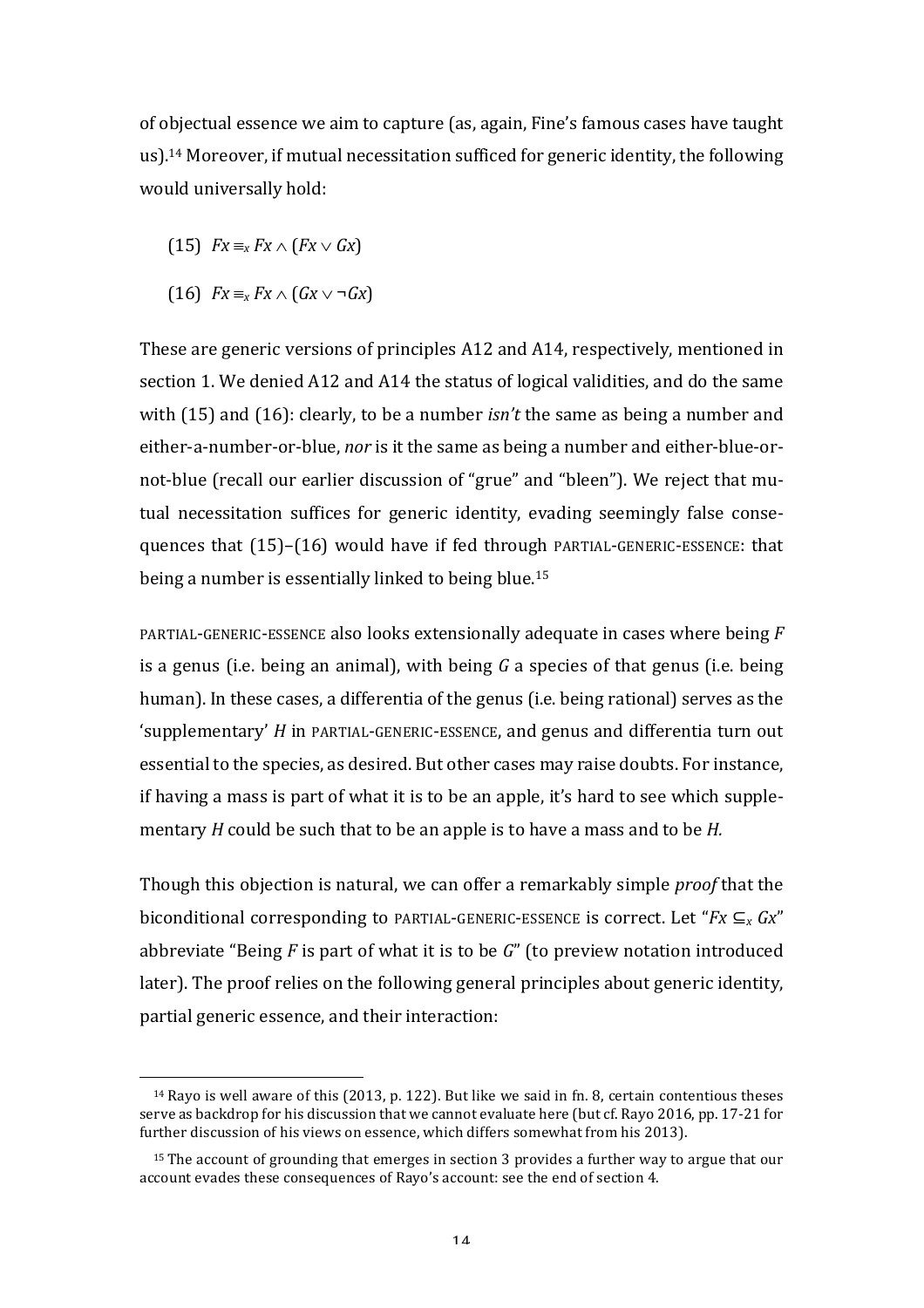of objectual essence we aim to capture (as, again, Fine's famous cases have taught us).[14] Moreover, if mutual necessitation sufficed for generic identity, the following would universally hold:

(15) $Fx \equiv_x Fx \wedge (Fx \vee Gx)$

(16) $Fx \equiv_x Fx \wedge (Gx \vee \neg Gx)$

These are generic versions of principles A12 and A14, respectively, mentioned in section 1. We denied A12 and A14 the status of logical validities, and do the same with (15) and (16): clearly, to be a number *isn't* the same as being a number and either-a-number-or-blue, *nor* is it the same as being a number and either-blue-or-not-blue (recall our earlier discussion of "grue" and "bleen"). We reject that mutual necessitation suffices for generic identity, evading seemingly false consequences that (15)–(16) would have if fed through PARTIAL-GENERIC-ESSENCE: that being a number is essentially linked to being blue.[15]

PARTIAL-GENERIC-ESSENCE also looks extensionally adequate in cases where being $F$ is a genus (i.e. being an animal), with being $G$ a species of that genus (i.e. being human). In these cases, a differentia of the genus (i.e. being rational) serves as the 'supplementary' $H$ in PARTIAL-GENERIC-ESSENCE, and genus and differentia turn out essential to the species, as desired. But other cases may raise doubts. For instance, if having a mass is part of what it is to be an apple, it's hard to see which supplementary $H$ could be such that to be an apple is to have a mass and to be $H$.

Though this objection is natural, we can offer a remarkably simple *proof* that the biconditional corresponding to PARTIAL-GENERIC-ESSENCE is correct. Let "$Fx \subseteq_x Gx$" abbreviate "Being $F$ is part of what it is to be $G$" (to preview notation introduced later). The proof relies on the following general principles about generic identity, partial generic essence, and their interaction:

---

[14] Rayo is well aware of this (2013, p. 122). But like we said in fn. 8, certain contentious theses serve as backdrop for his discussion that we cannot evaluate here (but cf. Rayo 2016, pp. 17-21 for further discussion of his views on essence, which differs somewhat from his 2013).

[15] The account of grounding that emerges in section 3 provides a further way to argue that our account evades these consequences of Rayo's account: see the end of section 4.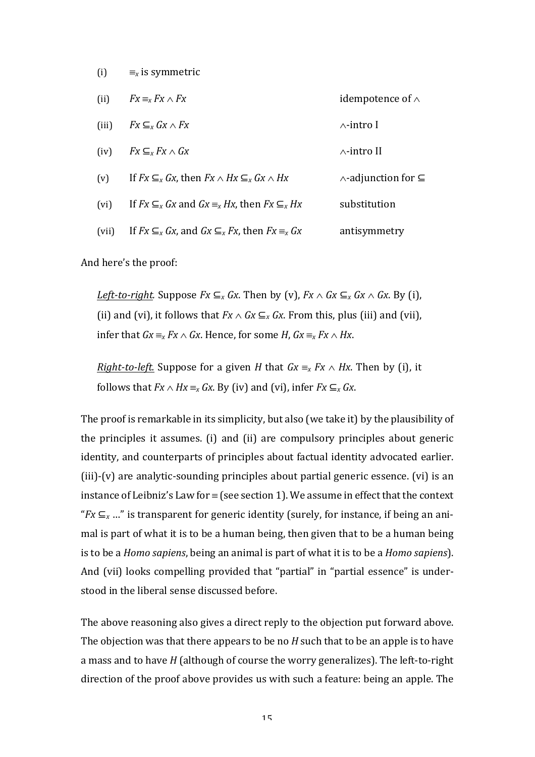(i) $\equiv_x$ is symmetric

(ii) $Fx \equiv_x Fx \wedge Fx$ — idempotence of $\wedge$

(iii) $Fx \subseteq_x Gx \wedge Fx$ — $\wedge$-intro I

(iv) $Fx \subseteq_x Fx \wedge Gx$ — $\wedge$-intro II

(v) If $Fx \subseteq_x Gx$, then $Fx \wedge Hx \subseteq_x Gx \wedge Hx$ — $\wedge$-adjunction for $\subseteq$

(vi) If $Fx \subseteq_x Gx$ and $Gx \equiv_x Hx$, then $Fx \subseteq_x Hx$ — substitution

(vii) If $Fx \subseteq_x Gx$, and $Gx \subseteq_x Fx$, then $Fx \equiv_x Gx$ — antisymmetry

And here's the proof:

> _Left-to-right._ Suppose $Fx \subseteq_x Gx$. Then by (v), $Fx \wedge Gx \subseteq_x Gx \wedge Gx$. By (i), (ii) and (vi), it follows that $Fx \wedge Gx \subseteq_x Gx$. From this, plus (iii) and (vii), infer that $Gx \equiv_x Fx \wedge Gx$. Hence, for some $H$, $Gx \equiv_x Fx \wedge Hx$.
>
> _Right-to-left._ Suppose for a given $H$ that $Gx \equiv_x Fx \wedge Hx$. Then by (i), it follows that $Fx \wedge Hx \equiv_x Gx$. By (iv) and (vi), infer $Fx \subseteq_x Gx$.

The proof is remarkable in its simplicity, but also (we take it) by the plausibility of the principles it assumes. (i) and (ii) are compulsory principles about generic identity, and counterparts of principles about factual identity advocated earlier. (iii)-(v) are analytic-sounding principles about partial generic essence. (vi) is an instance of Leibniz's Law for $\equiv$ (see section 1). We assume in effect that the context "$Fx \subseteq_x$ …" is transparent for generic identity (surely, for instance, if being an animal is part of what it is to be a human being, then given that to be a human being is to be a *Homo sapiens*, being an animal is part of what it is to be a *Homo sapiens*). And (vii) looks compelling provided that "partial" in "partial essence" is understood in the liberal sense discussed before.

The above reasoning also gives a direct reply to the objection put forward above. The objection was that there appears to be no *H* such that to be an apple is to have a mass and to have *H* (although of course the worry generalizes). The left-to-right direction of the proof above provides us with such a feature: being an apple. The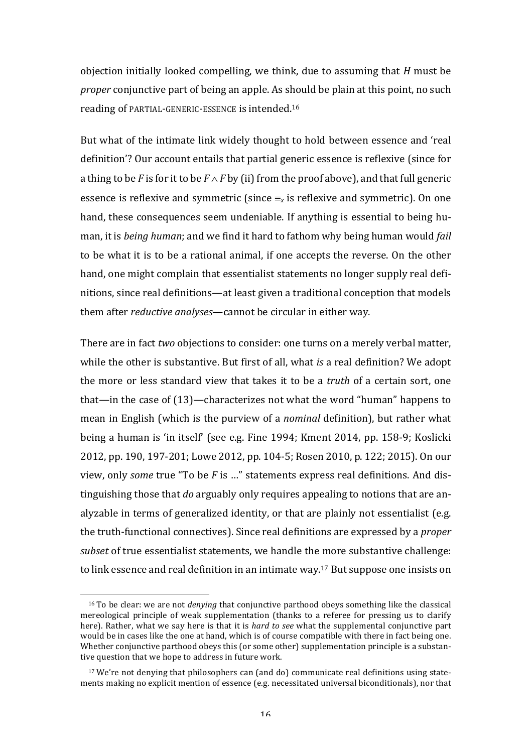objection initially looked compelling, we think, due to assuming that $H$ must be *proper* conjunctive part of being an apple. As should be plain at this point, no such reading of PARTIAL-GENERIC-ESSENCE is intended.[16]

But what of the intimate link widely thought to hold between essence and 'real definition'? Our account entails that partial generic essence is reflexive (since for a thing to be $F$ is for it to be $F \wedge F$ by (ii) from the proof above), and that full generic essence is reflexive and symmetric (since $\equiv_x$ is reflexive and symmetric). On one hand, these consequences seem undeniable. If anything is essential to being human, it is *being human*; and we find it hard to fathom why being human would *fail* to be what it is to be a rational animal, if one accepts the reverse. On the other hand, one might complain that essentialist statements no longer supply real definitions, since real definitions—at least given a traditional conception that models them after *reductive analyses*—cannot be circular in either way.

There are in fact *two* objections to consider: one turns on a merely verbal matter, while the other is substantive. But first of all, what *is* a real definition? We adopt the more or less standard view that takes it to be a *truth* of a certain sort, one that—in the case of (13)—characterizes not what the word "human" happens to mean in English (which is the purview of a *nominal* definition), but rather what being a human is 'in itself' (see e.g. Fine 1994; Kment 2014, pp. 158-9; Koslicki 2012, pp. 190, 197-201; Lowe 2012, pp. 104-5; Rosen 2010, p. 122; 2015). On our view, only *some* true "To be $F$ is …" statements express real definitions. And distinguishing those that *do* arguably only requires appealing to notions that are analyzable in terms of generalized identity, or that are plainly not essentialist (e.g. the truth-functional connectives). Since real definitions are expressed by a *proper subset* of true essentialist statements, we handle the more substantive challenge: to link essence and real definition in an intimate way.[17] But suppose one insists on

[16] To be clear: we are not *denying* that conjunctive parthood obeys something like the classical mereological principle of weak supplementation (thanks to a referee for pressing us to clarify here). Rather, what we say here is that it is *hard to see* what the supplemental conjunctive part would be in cases like the one at hand, which is of course compatible with there in fact being one. Whether conjunctive parthood obeys this (or some other) supplementation principle is a substantive question that we hope to address in future work.

[17] We're not denying that philosophers can (and do) communicate real definitions using statements making no explicit mention of essence (e.g. necessitated universal biconditionals), nor that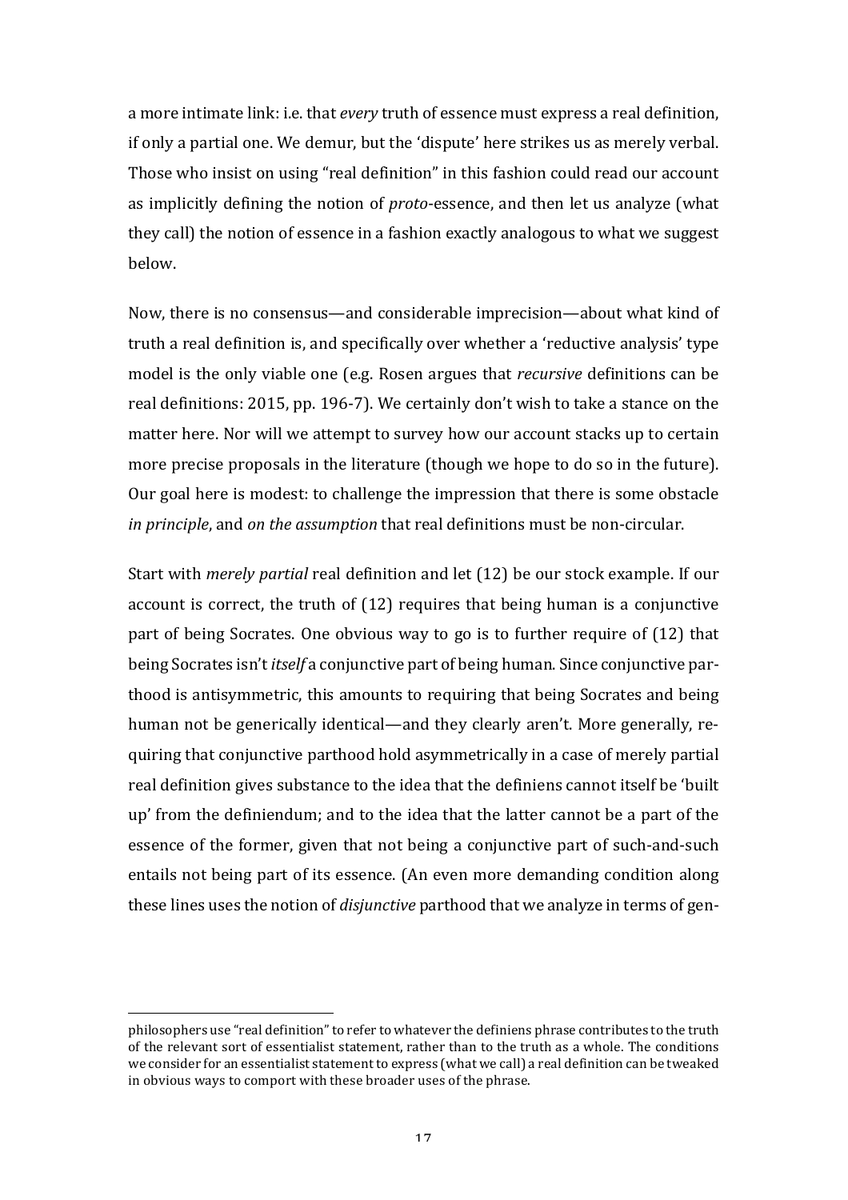a more intimate link: i.e. that *every* truth of essence must express a real definition, if only a partial one. We demur, but the 'dispute' here strikes us as merely verbal. Those who insist on using "real definition" in this fashion could read our account as implicitly defining the notion of *proto*-essence, and then let us analyze (what they call) the notion of essence in a fashion exactly analogous to what we suggest below.

Now, there is no consensus—and considerable imprecision—about what kind of truth a real definition is, and specifically over whether a 'reductive analysis' type model is the only viable one (e.g. Rosen argues that *recursive* definitions can be real definitions: 2015, pp. 196-7). We certainly don't wish to take a stance on the matter here. Nor will we attempt to survey how our account stacks up to certain more precise proposals in the literature (though we hope to do so in the future). Our goal here is modest: to challenge the impression that there is some obstacle *in principle*, and *on the assumption* that real definitions must be non-circular.

Start with *merely partial* real definition and let (12) be our stock example. If our account is correct, the truth of (12) requires that being human is a conjunctive part of being Socrates. One obvious way to go is to further require of (12) that being Socrates isn't *itself* a conjunctive part of being human. Since conjunctive parthood is antisymmetric, this amounts to requiring that being Socrates and being human not be generically identical—and they clearly aren't. More generally, requiring that conjunctive parthood hold asymmetrically in a case of merely partial real definition gives substance to the idea that the definiens cannot itself be 'built up' from the definiendum; and to the idea that the latter cannot be a part of the essence of the former, given that not being a conjunctive part of such-and-such entails not being part of its essence. (An even more demanding condition along these lines uses the notion of *disjunctive* parthood that we analyze in terms of gen-

philosophers use "real definition" to refer to whatever the definiens phrase contributes to the truth of the relevant sort of essentialist statement, rather than to the truth as a whole. The conditions we consider for an essentialist statement to express (what we call) a real definition can be tweaked in obvious ways to comport with these broader uses of the phrase.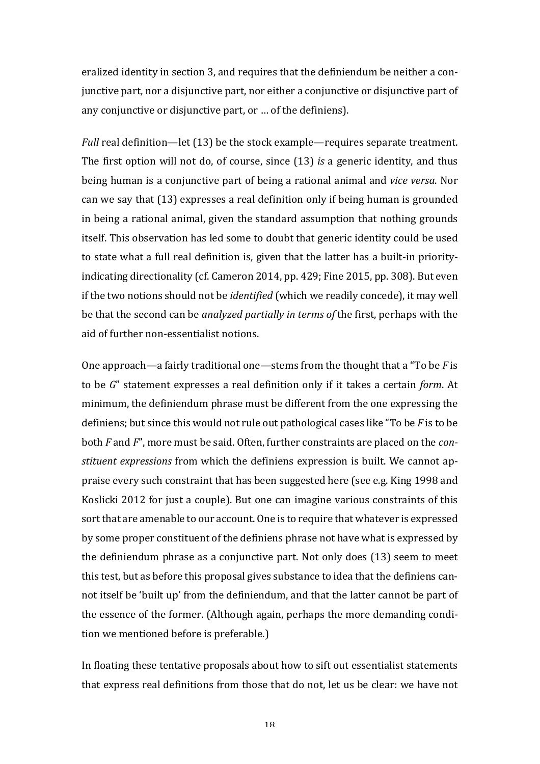eralized identity in section 3, and requires that the definiendum be neither a conjunctive part, nor a disjunctive part, nor either a conjunctive or disjunctive part of any conjunctive or disjunctive part, or … of the definiens).

*Full* real definition—let (13) be the stock example—requires separate treatment. The first option will not do, of course, since (13) *is* a generic identity, and thus being human is a conjunctive part of being a rational animal and *vice versa*. Nor can we say that (13) expresses a real definition only if being human is grounded in being a rational animal, given the standard assumption that nothing grounds itself. This observation has led some to doubt that generic identity could be used to state what a full real definition is, given that the latter has a built-in priority-indicating directionality (cf. Cameron 2014, pp. 429; Fine 2015, pp. 308). But even if the two notions should not be *identified* (which we readily concede), it may well be that the second can be *analyzed partially in terms of* the first, perhaps with the aid of further non-essentialist notions.

One approach—a fairly traditional one—stems from the thought that a "To be *F* is to be *G*" statement expresses a real definition only if it takes a certain *form*. At minimum, the definiendum phrase must be different from the one expressing the definiens; but since this would not rule out pathological cases like "To be *F* is to be both *F* and *F*", more must be said. Often, further constraints are placed on the *constituent expressions* from which the definiens expression is built. We cannot appraise every such constraint that has been suggested here (see e.g. King 1998 and Koslicki 2012 for just a couple). But one can imagine various constraints of this sort that are amenable to our account. One is to require that whatever is expressed by some proper constituent of the definiens phrase not have what is expressed by the definiendum phrase as a conjunctive part. Not only does (13) seem to meet this test, but as before this proposal gives substance to idea that the definiens cannot itself be 'built up' from the definiendum, and that the latter cannot be part of the essence of the former. (Although again, perhaps the more demanding condition we mentioned before is preferable.)

In floating these tentative proposals about how to sift out essentialist statements that express real definitions from those that do not, let us be clear: we have not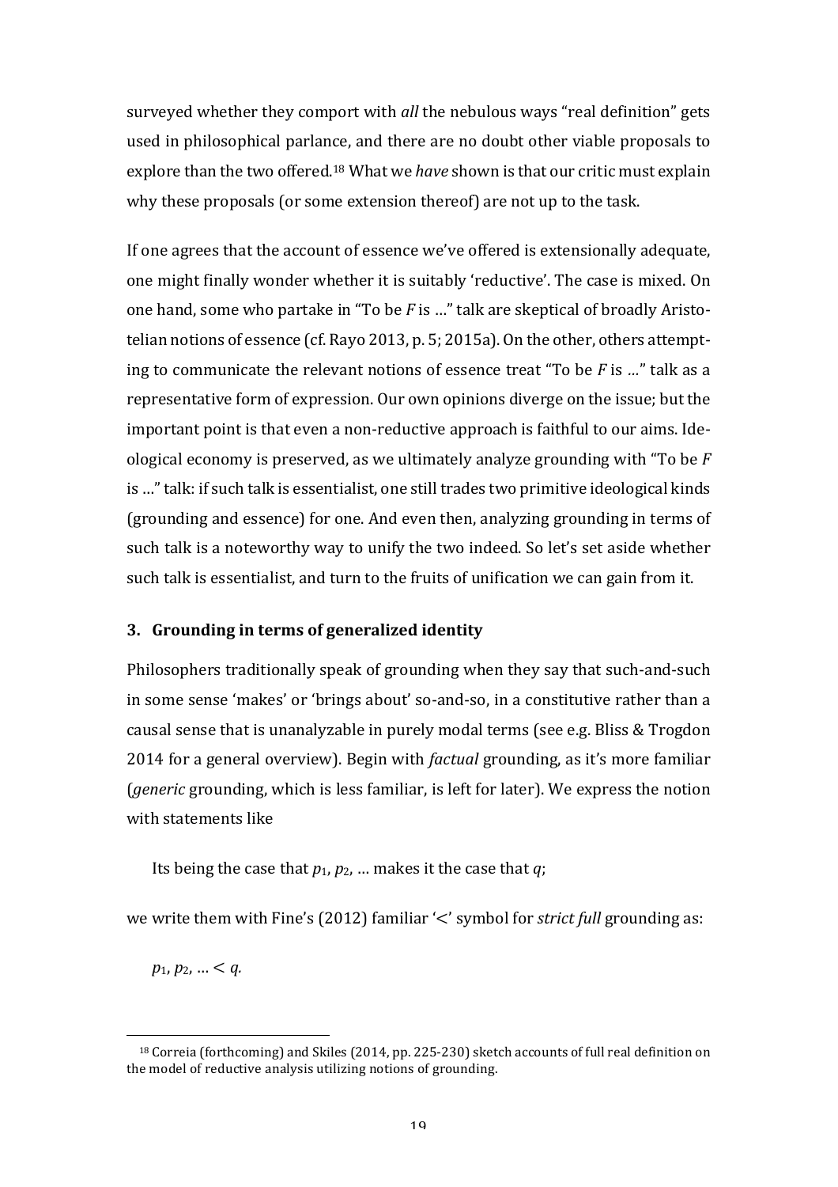surveyed whether they comport with *all* the nebulous ways "real definition" gets used in philosophical parlance, and there are no doubt other viable proposals to explore than the two offered.[18] What we *have* shown is that our critic must explain why these proposals (or some extension thereof) are not up to the task.

If one agrees that the account of essence we've offered is extensionally adequate, one might finally wonder whether it is suitably 'reductive'. The case is mixed. On one hand, some who partake in "To be *F* is …" talk are skeptical of broadly Aristotelian notions of essence (cf. Rayo 2013, p. 5; 2015a). On the other, others attempting to communicate the relevant notions of essence treat "To be *F* is …" talk as a representative form of expression. Our own opinions diverge on the issue; but the important point is that even a non-reductive approach is faithful to our aims. Ideological economy is preserved, as we ultimately analyze grounding with "To be *F* is …" talk: if such talk is essentialist, one still trades two primitive ideological kinds (grounding and essence) for one. And even then, analyzing grounding in terms of such talk is a noteworthy way to unify the two indeed. So let's set aside whether such talk is essentialist, and turn to the fruits of unification we can gain from it.

## 3. Grounding in terms of generalized identity

Philosophers traditionally speak of grounding when they say that such-and-such in some sense 'makes' or 'brings about' so-and-so, in a constitutive rather than a causal sense that is unanalyzable in purely modal terms (see e.g. Bliss & Trogdon 2014 for a general overview). Begin with *factual* grounding, as it's more familiar (*generic* grounding, which is less familiar, is left for later). We express the notion with statements like

Its being the case that $p_1$, $p_2$, … makes it the case that $q$;

we write them with Fine's (2012) familiar '<' symbol for *strict full* grounding as:

$p_1, p_2, \ldots < q.$

[18] Correia (forthcoming) and Skiles (2014, pp. 225-230) sketch accounts of full real definition on the model of reductive analysis utilizing notions of grounding.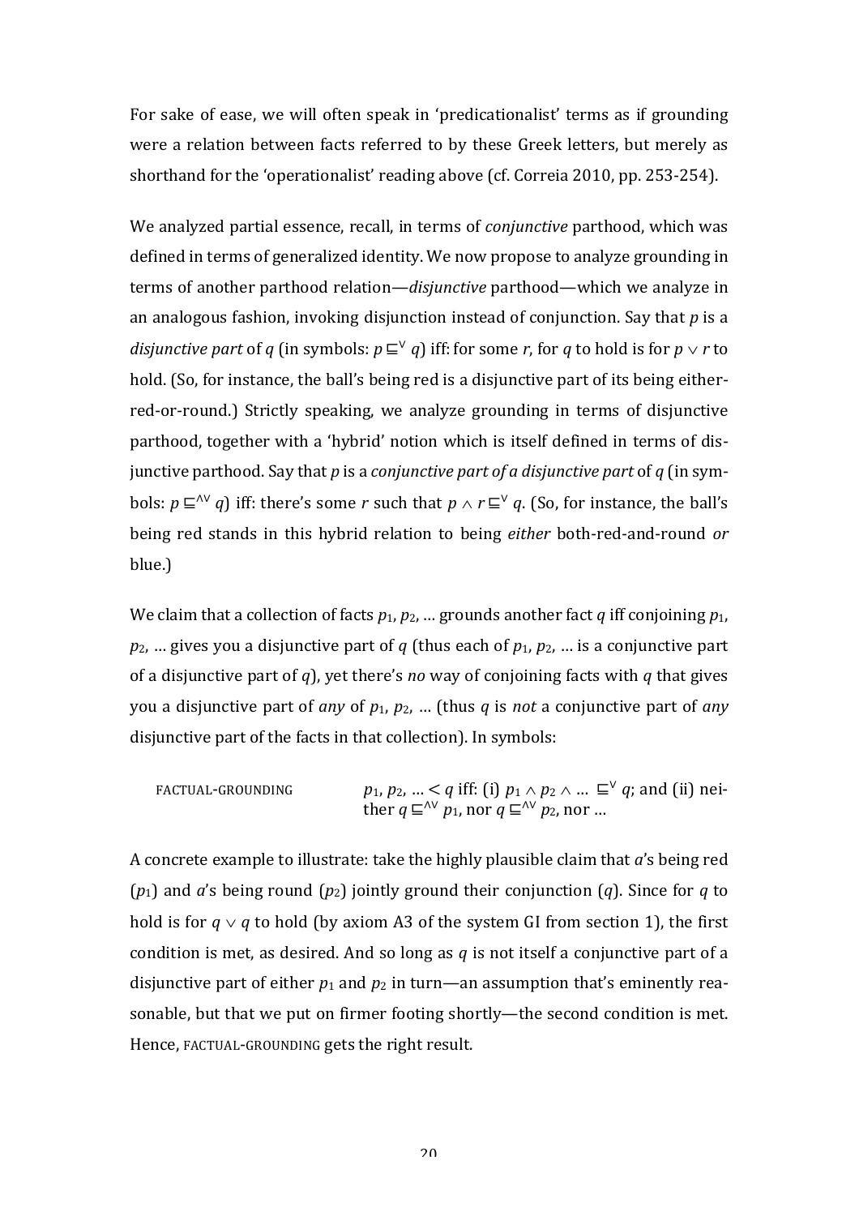For sake of ease, we will often speak in 'predicationalist' terms as if grounding were a relation between facts referred to by these Greek letters, but merely as shorthand for the 'operationalist' reading above (cf. Correia 2010, pp. 253-254).

We analyzed partial essence, recall, in terms of *conjunctive* parthood, which was defined in terms of generalized identity. We now propose to analyze grounding in terms of another parthood relation—*disjunctive* parthood—which we analyze in an analogous fashion, invoking disjunction instead of conjunction. Say that $p$ is a *disjunctive part* of $q$ (in symbols: $p \sqsubseteq^{\vee} q$) iff: for some $r$, for $q$ to hold is for $p \vee r$ to hold. (So, for instance, the ball's being red is a disjunctive part of its being either-red-or-round.) Strictly speaking, we analyze grounding in terms of disjunctive parthood, together with a 'hybrid' notion which is itself defined in terms of disjunctive parthood. Say that $p$ is a *conjunctive part of a disjunctive part* of $q$ (in symbols: $p \sqsubseteq^{\wedge\vee} q$) iff: there's some $r$ such that $p \wedge r \sqsubseteq^{\vee} q$. (So, for instance, the ball's being red stands in this hybrid relation to being *either* both-red-and-round *or* blue.)

We claim that a collection of facts $p_1, p_2, \ldots$ grounds another fact $q$ iff conjoining $p_1, p_2, \ldots$ gives you a disjunctive part of $q$ (thus each of $p_1, p_2, \ldots$ is a conjunctive part of a disjunctive part of $q$), yet there's *no* way of conjoining facts with $q$ that gives you a disjunctive part of *any* of $p_1, p_2, \ldots$ (thus $q$ is *not* a conjunctive part of *any* disjunctive part of the facts in that collection). In symbols:

FACTUAL-GROUNDING $\quad p_1, p_2, \ldots < q$ iff: (i) $p_1 \wedge p_2 \wedge \ldots \sqsubseteq^{\vee} q$; and (ii) neither $q \sqsubseteq^{\wedge\vee} p_1$, nor $q \sqsubseteq^{\wedge\vee} p_2$, nor …

A concrete example to illustrate: take the highly plausible claim that $a$'s being red ($p_1$) and $a$'s being round ($p_2$) jointly ground their conjunction ($q$). Since for $q$ to hold is for $q \vee q$ to hold (by axiom A3 of the system GI from section 1), the first condition is met, as desired. And so long as $q$ is not itself a conjunctive part of a disjunctive part of either $p_1$ and $p_2$ in turn—an assumption that's eminently reasonable, but that we put on firmer footing shortly—the second condition is met. Hence, FACTUAL-GROUNDING gets the right result.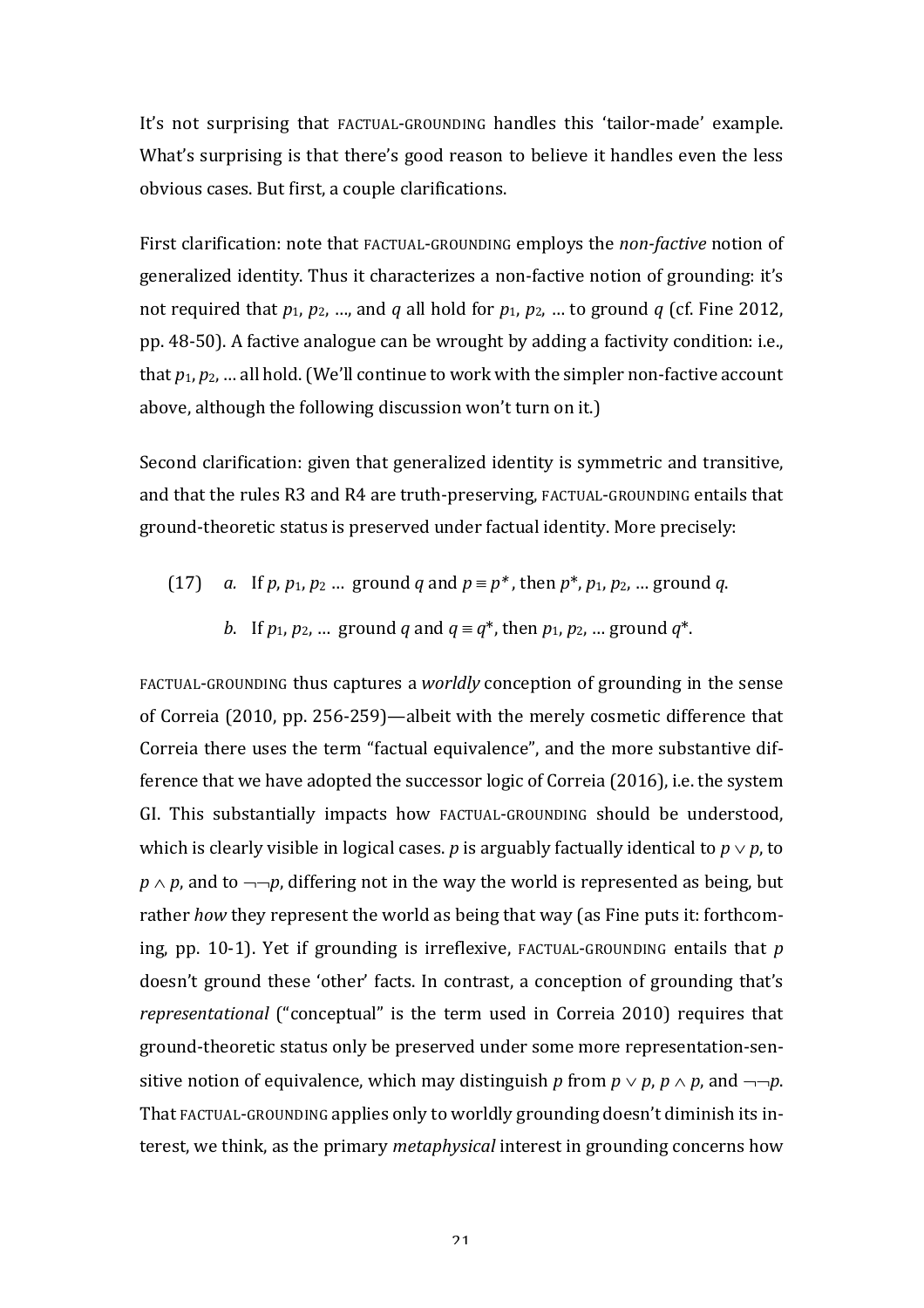It's not surprising that FACTUAL-GROUNDING handles this 'tailor-made' example. What's surprising is that there's good reason to believe it handles even the less obvious cases. But first, a couple clarifications.

First clarification: note that FACTUAL-GROUNDING employs the *non-factive* notion of generalized identity. Thus it characterizes a non-factive notion of grounding: it's not required that $p_1$, $p_2$, …, and $q$ all hold for $p_1$, $p_2$, … to ground $q$ (cf. Fine 2012, pp. 48-50). A factive analogue can be wrought by adding a factivity condition: i.e., that $p_1$, $p_2$, … all hold. (We'll continue to work with the simpler non-factive account above, although the following discussion won't turn on it.)

Second clarification: given that generalized identity is symmetric and transitive, and that the rules R3 and R4 are truth-preserving, FACTUAL-GROUNDING entails that ground-theoretic status is preserved under factual identity. More precisely:

(17) *a.* If $p$, $p_1$, $p_2$ … ground $q$ and $p \equiv p^*$, then $p^*$, $p_1$, $p_2$, … ground $q$.

*b.* If $p_1$, $p_2$, … ground $q$ and $q \equiv q^*$, then $p_1$, $p_2$, … ground $q^*$.

FACTUAL-GROUNDING thus captures a *worldly* conception of grounding in the sense of Correia (2010, pp. 256-259)—albeit with the merely cosmetic difference that Correia there uses the term "factual equivalence", and the more substantive difference that we have adopted the successor logic of Correia (2016), i.e. the system GI. This substantially impacts how FACTUAL-GROUNDING should be understood, which is clearly visible in logical cases. $p$ is arguably factually identical to $p \vee p$, to $p \wedge p$, and to $\neg\neg p$, differing not in the way the world is represented as being, but rather *how* they represent the world as being that way (as Fine puts it: forthcoming, pp. 10-1). Yet if grounding is irreflexive, FACTUAL-GROUNDING entails that $p$ doesn't ground these 'other' facts. In contrast, a conception of grounding that's *representational* ("conceptual" is the term used in Correia 2010) requires that ground-theoretic status only be preserved under some more representation-sensitive notion of equivalence, which may distinguish $p$ from $p \vee p$, $p \wedge p$, and $\neg\neg p$. That FACTUAL-GROUNDING applies only to worldly grounding doesn't diminish its interest, we think, as the primary *metaphysical* interest in grounding concerns how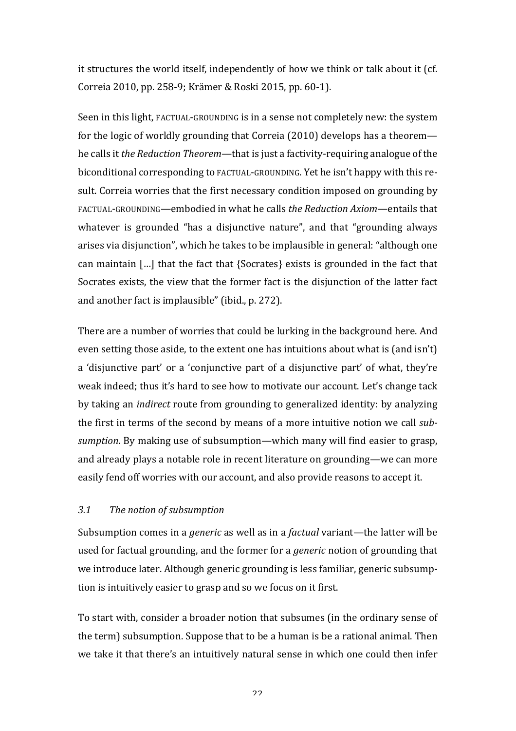it structures the world itself, independently of how we think or talk about it (cf. Correia 2010, pp. 258-9; Krämer & Roski 2015, pp. 60-1).

Seen in this light, FACTUAL-GROUNDING is in a sense not completely new: the system for the logic of worldly grounding that Correia (2010) develops has a theorem—he calls it *the Reduction Theorem*—that is just a factivity-requiring analogue of the biconditional corresponding to FACTUAL-GROUNDING. Yet he isn't happy with this result. Correia worries that the first necessary condition imposed on grounding by FACTUAL-GROUNDING—embodied in what he calls *the Reduction Axiom*—entails that whatever is grounded "has a disjunctive nature", and that "grounding always arises via disjunction", which he takes to be implausible in general: "although one can maintain […] that the fact that {Socrates} exists is grounded in the fact that Socrates exists, the view that the former fact is the disjunction of the latter fact and another fact is implausible" (ibid., p. 272).

There are a number of worries that could be lurking in the background here. And even setting those aside, to the extent one has intuitions about what is (and isn't) a 'disjunctive part' or a 'conjunctive part of a disjunctive part' of what, they're weak indeed; thus it's hard to see how to motivate our account. Let's change tack by taking an *indirect* route from grounding to generalized identity: by analyzing the first in terms of the second by means of a more intuitive notion we call *subsumption*. By making use of subsumption—which many will find easier to grasp, and already plays a notable role in recent literature on grounding—we can more easily fend off worries with our account, and also provide reasons to accept it.

### *3.1 The notion of subsumption*

Subsumption comes in a *generic* as well as in a *factual* variant—the latter will be used for factual grounding, and the former for a *generic* notion of grounding that we introduce later. Although generic grounding is less familiar, generic subsumption is intuitively easier to grasp and so we focus on it first.

To start with, consider a broader notion that subsumes (in the ordinary sense of the term) subsumption. Suppose that to be a human is be a rational animal. Then we take it that there's an intuitively natural sense in which one could then infer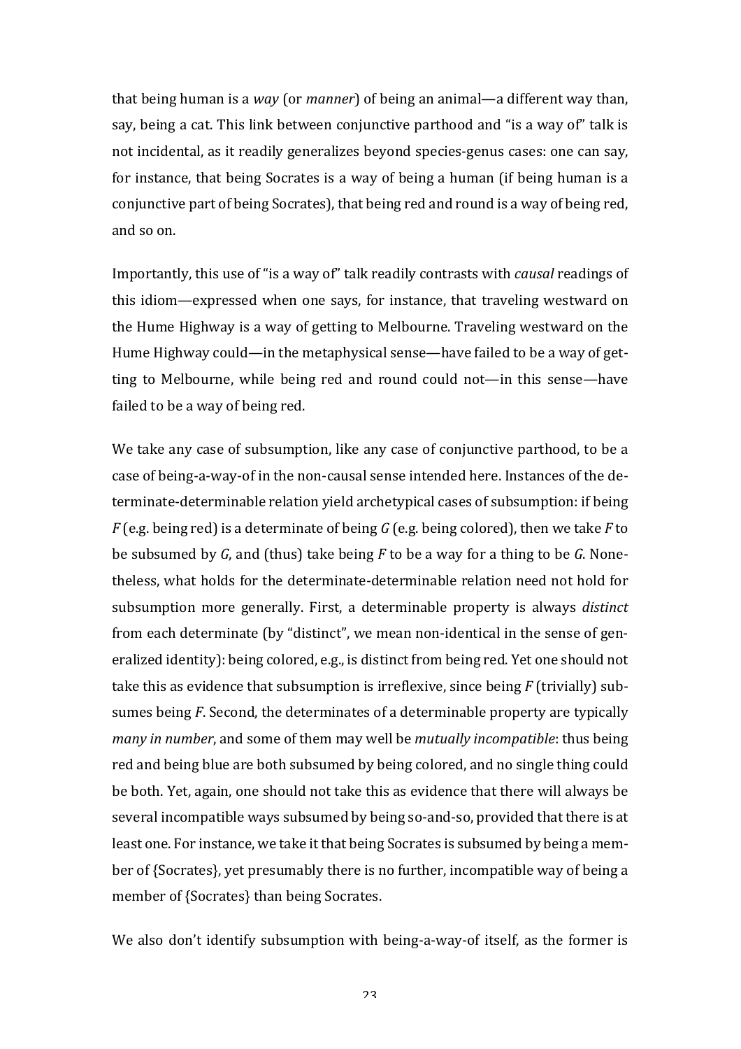that being human is a *way* (or *manner*) of being an animal—a different way than, say, being a cat. This link between conjunctive parthood and "is a way of" talk is not incidental, as it readily generalizes beyond species-genus cases: one can say, for instance, that being Socrates is a way of being a human (if being human is a conjunctive part of being Socrates), that being red and round is a way of being red, and so on.

Importantly, this use of "is a way of" talk readily contrasts with *causal* readings of this idiom—expressed when one says, for instance, that traveling westward on the Hume Highway is a way of getting to Melbourne. Traveling westward on the Hume Highway could—in the metaphysical sense—have failed to be a way of getting to Melbourne, while being red and round could not—in this sense—have failed to be a way of being red.

We take any case of subsumption, like any case of conjunctive parthood, to be a case of being-a-way-of in the non-causal sense intended here. Instances of the determinate-determinable relation yield archetypical cases of subsumption: if being $F$ (e.g. being red) is a determinate of being $G$ (e.g. being colored), then we take $F$ to be subsumed by $G$, and (thus) take being $F$ to be a way for a thing to be $G$. Nonetheless, what holds for the determinate-determinable relation need not hold for subsumption more generally. First, a determinable property is always *distinct* from each determinate (by "distinct", we mean non-identical in the sense of generalized identity): being colored, e.g., is distinct from being red. Yet one should not take this as evidence that subsumption is irreflexive, since being $F$ (trivially) subsumes being $F$. Second, the determinates of a determinable property are typically *many in number*, and some of them may well be *mutually incompatible*: thus being red and being blue are both subsumed by being colored, and no single thing could be both. Yet, again, one should not take this as evidence that there will always be several incompatible ways subsumed by being so-and-so, provided that there is at least one. For instance, we take it that being Socrates is subsumed by being a member of {Socrates}, yet presumably there is no further, incompatible way of being a member of {Socrates} than being Socrates.

We also don't identify subsumption with being-a-way-of itself, as the former is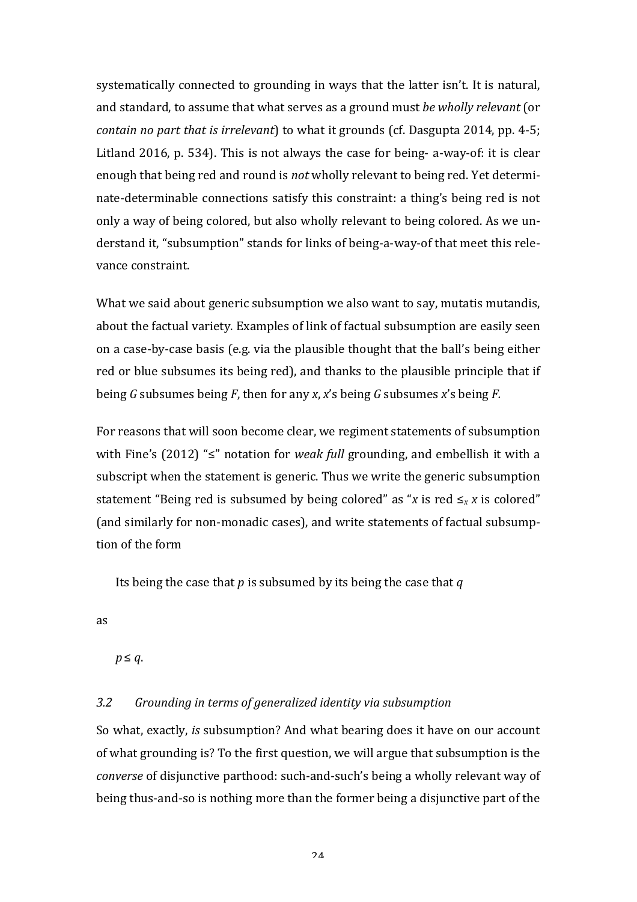systematically connected to grounding in ways that the latter isn't. It is natural, and standard, to assume that what serves as a ground must *be wholly relevant* (or *contain no part that is irrelevant*) to what it grounds (cf. Dasgupta 2014, pp. 4-5; Litland 2016, p. 534). This is not always the case for being- a-way-of: it is clear enough that being red and round is *not* wholly relevant to being red. Yet determinate-determinable connections satisfy this constraint: a thing's being red is not only a way of being colored, but also wholly relevant to being colored. As we understand it, "subsumption" stands for links of being-a-way-of that meet this relevance constraint.

What we said about generic subsumption we also want to say, mutatis mutandis, about the factual variety. Examples of link of factual subsumption are easily seen on a case-by-case basis (e.g. via the plausible thought that the ball's being either red or blue subsumes its being red), and thanks to the plausible principle that if being $G$ subsumes being $F$, then for any $x$, $x$'s being $G$ subsumes $x$'s being $F$.

For reasons that will soon become clear, we regiment statements of subsumption with Fine's (2012) "≤" notation for *weak full* grounding, and embellish it with a subscript when the statement is generic. Thus we write the generic subsumption statement "Being red is subsumed by being colored" as "$x$ is red $\leq_x$ $x$ is colored" (and similarly for non-monadic cases), and write statements of factual subsumption of the form

> Its being the case that $p$ is subsumed by its being the case that $q$

as

> $p \leq q$.

### 3.2 Grounding in terms of generalized identity via subsumption

So what, exactly, *is* subsumption? And what bearing does it have on our account of what grounding is? To the first question, we will argue that subsumption is the *converse* of disjunctive parthood: such-and-such's being a wholly relevant way of being thus-and-so is nothing more than the former being a disjunctive part of the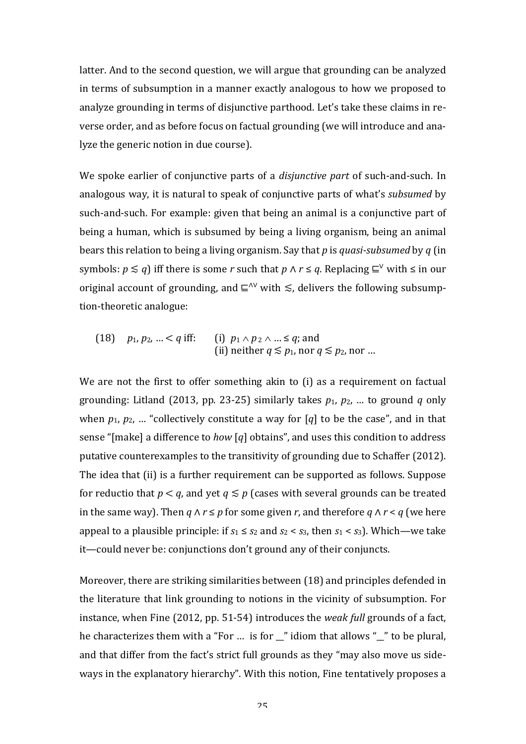latter. And to the second question, we will argue that grounding can be analyzed in terms of subsumption in a manner exactly analogous to how we proposed to analyze grounding in terms of disjunctive parthood. Let's take these claims in reverse order, and as before focus on factual grounding (we will introduce and analyze the generic notion in due course).

We spoke earlier of conjunctive parts of a *disjunctive part* of such-and-such. In analogous way, it is natural to speak of conjunctive parts of what's *subsumed* by such-and-such. For example: given that being an animal is a conjunctive part of being a human, which is subsumed by being a living organism, being an animal bears this relation to being a living organism. Say that $p$ is *quasi-subsumed* by $q$ (in symbols: $p \lesssim q$) iff there is some $r$ such that $p \wedge r \leq q$. Replacing $\sqsubseteq^{\vee}$ with $\leq$ in our original account of grounding, and $\sqsubseteq^{\wedge\vee}$ with $\lesssim$, delivers the following subsumption-theoretic analogue:

(18) $p_1, p_2, \ldots < q$ iff: (i) $p_1 \wedge p_2 \wedge \ldots \leq q$; and
(ii) neither $q \lesssim p_1$, nor $q \lesssim p_2$, nor …

We are not the first to offer something akin to (i) as a requirement on factual grounding: Litland (2013, pp. 23-25) similarly takes $p_1$, $p_2$, … to ground $q$ only when $p_1$, $p_2$, … "collectively constitute a way for [$q$] to be the case", and in that sense "[make] a difference to *how* [$q$] obtains", and uses this condition to address putative counterexamples to the transitivity of grounding due to Schaffer (2012). The idea that (ii) is a further requirement can be supported as follows. Suppose for reductio that $p < q$, and yet $q \lesssim p$ (cases with several grounds can be treated in the same way). Then $q \wedge r \leq p$ for some given $r$, and therefore $q \wedge r < q$ (we here appeal to a plausible principle: if $s_1 \leq s_2$ and $s_2 < s_3$, then $s_1 < s_3$). Which—we take it—could never be: conjunctions don't ground any of their conjuncts.

Moreover, there are striking similarities between (18) and principles defended in the literature that link grounding to notions in the vicinity of subsumption. For instance, when Fine (2012, pp. 51-54) introduces the *weak full* grounds of a fact, he characterizes them with a "For …  is for __" idiom that allows "__" to be plural, and that differ from the fact's strict full grounds as they "may also move us sideways in the explanatory hierarchy". With this notion, Fine tentatively proposes a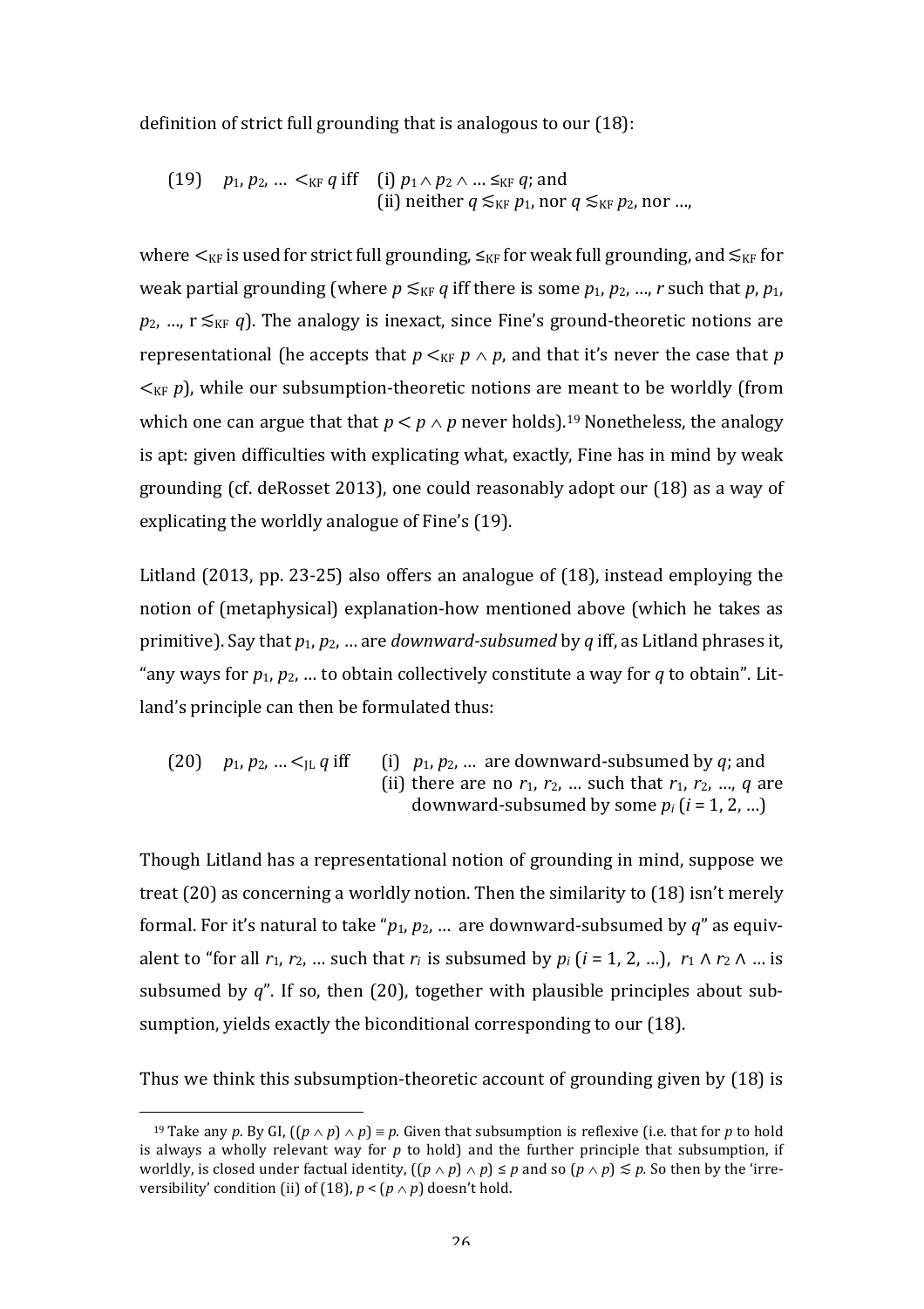definition of strict full grounding that is analogous to our (18):

(19) $p_1, p_2, \ldots <_{KF} q$ iff (i) $p_1 \wedge p_2 \wedge \ldots \leq_{KF} q$; and
(ii) neither $q \lesssim_{KF} p_1$, nor $q \lesssim_{KF} p_2$, nor …,

where $<_{KF}$ is used for strict full grounding, $\leq_{KF}$ for weak full grounding, and $\lesssim_{KF}$ for weak partial grounding (where $p \lesssim_{KF} q$ iff there is some $p_1, p_2, \ldots, r$ such that $p, p_1, p_2, \ldots, r \lesssim_{KF} q$). The analogy is inexact, since Fine's ground-theoretic notions are representational (he accepts that $p <_{KF} p \wedge p$, and that it's never the case that $p <_{KF} p$), while our subsumption-theoretic notions are meant to be worldly (from which one can argue that that $p < p \wedge p$ never holds).[19] Nonetheless, the analogy is apt: given difficulties with explicating what, exactly, Fine has in mind by weak grounding (cf. deRosset 2013), one could reasonably adopt our (18) as a way of explicating the worldly analogue of Fine's (19).

Litland (2013, pp. 23-25) also offers an analogue of (18), instead employing the notion of (metaphysical) explanation-how mentioned above (which he takes as primitive). Say that $p_1, p_2, \ldots$ are *downward-subsumed* by $q$ iff, as Litland phrases it, "any ways for $p_1, p_2, \ldots$ to obtain collectively constitute a way for $q$ to obtain". Litland's principle can then be formulated thus:

(20) $p_1, p_2, \ldots <_{JL} q$ iff (i) $p_1, p_2, \ldots$ are downward-subsumed by $q$; and
(ii) there are no $r_1, r_2, \ldots$ such that $r_1, r_2, \ldots, q$ are downward-subsumed by some $p_i$ ($i = 1, 2, \ldots$)

Though Litland has a representational notion of grounding in mind, suppose we treat (20) as concerning a worldly notion. Then the similarity to (18) isn't merely formal. For it's natural to take "$p_1, p_2, \ldots$ are downward-subsumed by $q$" as equivalent to "for all $r_1, r_2, \ldots$ such that $r_i$ is subsumed by $p_i$ ($i = 1, 2, \ldots$), $r_1 \wedge r_2 \wedge \ldots$ is subsumed by $q$". If so, then (20), together with plausible principles about subsumption, yields exactly the biconditional corresponding to our (18).

Thus we think this subsumption-theoretic account of grounding given by (18) is

[19] Take any $p$. By GI, $((p \wedge p) \wedge p) \equiv p$. Given that subsumption is reflexive (i.e. that for $p$ to hold is always a wholly relevant way for $p$ to hold) and the further principle that subsumption, if worldly, is closed under factual identity, $((p \wedge p) \wedge p) \leq p$ and so $(p \wedge p) \lesssim p$. So then by the 'irreversibility' condition (ii) of (18), $p < (p \wedge p)$ doesn't hold.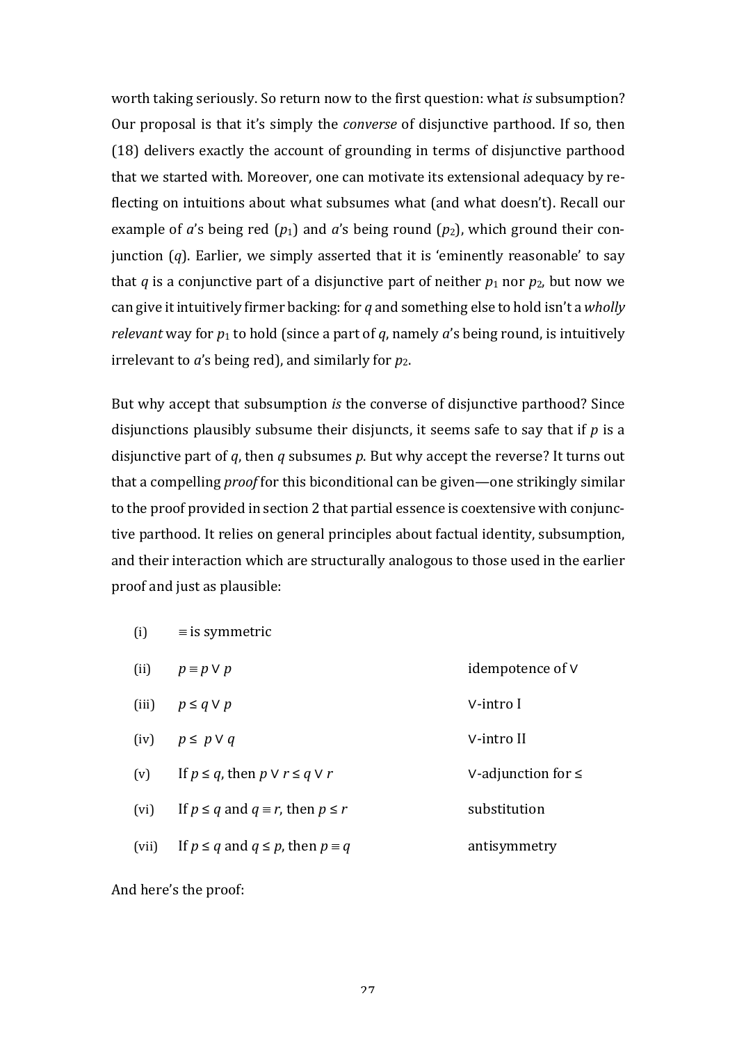worth taking seriously. So return now to the first question: what *is* subsumption? Our proposal is that it's simply the *converse* of disjunctive parthood. If so, then (18) delivers exactly the account of grounding in terms of disjunctive parthood that we started with. Moreover, one can motivate its extensional adequacy by reflecting on intuitions about what subsumes what (and what doesn't). Recall our example of $a$'s being red ($p_1$) and $a$'s being round ($p_2$), which ground their conjunction ($q$). Earlier, we simply asserted that it is 'eminently reasonable' to say that $q$ is a conjunctive part of a disjunctive part of neither $p_1$ nor $p_2$, but now we can give it intuitively firmer backing: for $q$ and something else to hold isn't a *wholly relevant* way for $p_1$ to hold (since a part of $q$, namely $a$'s being round, is intuitively irrelevant to $a$'s being red), and similarly for $p_2$.

But why accept that subsumption *is* the converse of disjunctive parthood? Since disjunctions plausibly subsume their disjuncts, it seems safe to say that if $p$ is a disjunctive part of $q$, then $q$ subsumes $p$. But why accept the reverse? It turns out that a compelling *proof* for this biconditional can be given—one strikingly similar to the proof provided in section 2 that partial essence is coextensive with conjunctive parthood. It relies on general principles about factual identity, subsumption, and their interaction which are structurally analogous to those used in the earlier proof and just as plausible:

| | | |
|---|---|---|
| (i) | $\equiv$ is symmetric | |
| (ii) | $p \equiv p \vee p$ | idempotence of $\vee$ |
| (iii) | $p \leq q \vee p$ | $\vee$-intro I |
| (iv) | $p \leq p \vee q$ | $\vee$-intro II |
| (v) | If $p \leq q$, then $p \vee r \leq q \vee r$ | $\vee$-adjunction for $\leq$ |
| (vi) | If $p \leq q$ and $q \equiv r$, then $p \leq r$ | substitution |
| (vii) | If $p \leq q$ and $q \leq p$, then $p \equiv q$ | antisymmetry |

And here's the proof: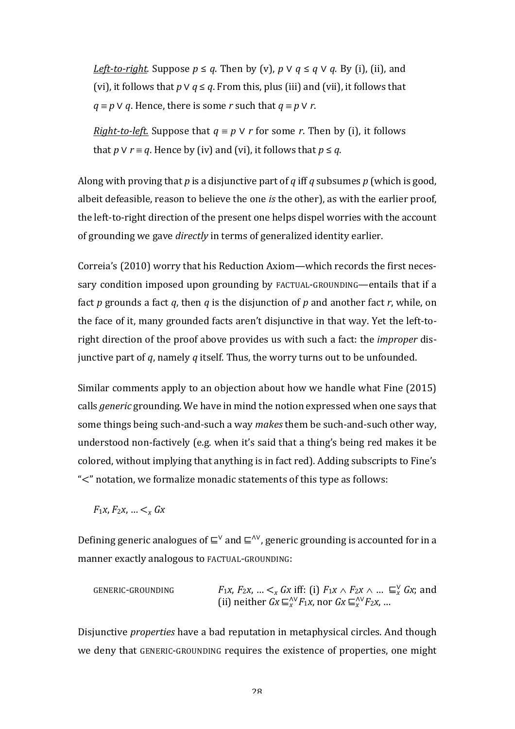*Left-to-right.* Suppose $p \leq q$. Then by (v), $p \vee q \leq q \vee q$. By (i), (ii), and (vi), it follows that $p \vee q \leq q$. From this, plus (iii) and (vii), it follows that $q \equiv p \vee q$. Hence, there is some $r$ such that $q \equiv p \vee r$.

*Right-to-left.* Suppose that $q \equiv p \vee r$ for some $r$. Then by (i), it follows that $p \vee r \equiv q$. Hence by (iv) and (vi), it follows that $p \leq q$.

Along with proving that $p$ is a disjunctive part of $q$ iff $q$ subsumes $p$ (which is good, albeit defeasible, reason to believe the one *is* the other), as with the earlier proof, the left-to-right direction of the present one helps dispel worries with the account of grounding we gave *directly* in terms of generalized identity earlier.

Correia's (2010) worry that his Reduction Axiom—which records the first necessary condition imposed upon grounding by FACTUAL-GROUNDING—entails that if a fact $p$ grounds a fact $q$, then $q$ is the disjunction of $p$ and another fact $r$, while, on the face of it, many grounded facts aren't disjunctive in that way. Yet the left-to-right direction of the proof above provides us with such a fact: the *improper* disjunctive part of $q$, namely $q$ itself. Thus, the worry turns out to be unfounded.

Similar comments apply to an objection about how we handle what Fine (2015) calls *generic* grounding. We have in mind the notion expressed when one says that some things being such-and-such a way *makes* them be such-and-such other way, understood non-factively (e.g. when it's said that a thing's being red makes it be colored, without implying that anything is in fact red). Adding subscripts to Fine's "<" notation, we formalize monadic statements of this type as follows:

$F_1x, F_2x, \ldots <_x Gx$

Defining generic analogues of $\sqsubseteq^{\vee}$ and $\sqsubseteq^{\wedge\vee}$, generic grounding is accounted for in a manner exactly analogous to FACTUAL-GROUNDING:

GENERIC-GROUNDING $\quad F_1x, F_2x, \ldots <_x Gx$ iff: (i) $F_1x \wedge F_2x \wedge \ldots \sqsubseteq_x^{\vee} Gx$; and (ii) neither $Gx \sqsubseteq_x^{\wedge\vee} F_1x$, nor $Gx \sqsubseteq_x^{\wedge\vee} F_2x$, …

Disjunctive *properties* have a bad reputation in metaphysical circles. And though we deny that GENERIC-GROUNDING requires the existence of properties, one might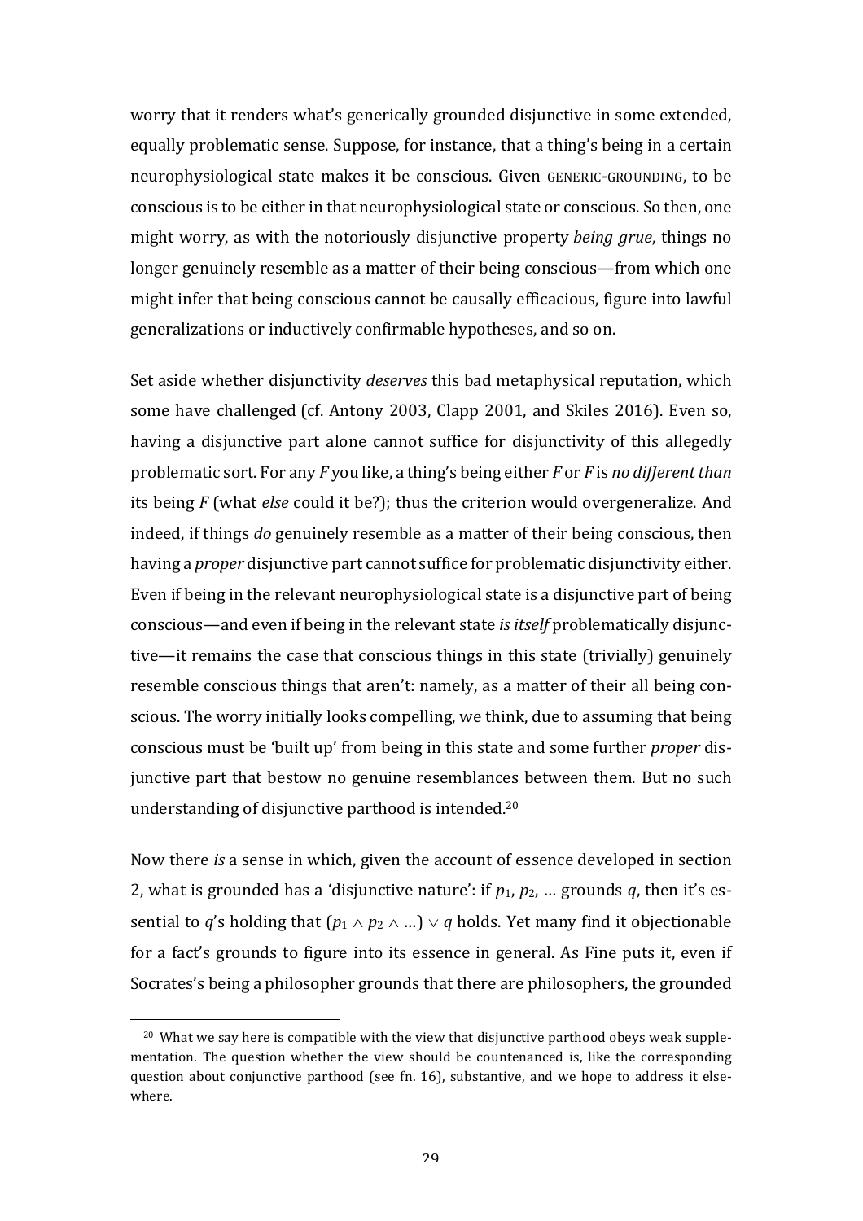worry that it renders what's generically grounded disjunctive in some extended, equally problematic sense. Suppose, for instance, that a thing's being in a certain neurophysiological state makes it be conscious. Given GENERIC-GROUNDING, to be conscious is to be either in that neurophysiological state or conscious. So then, one might worry, as with the notoriously disjunctive property *being grue*, things no longer genuinely resemble as a matter of their being conscious—from which one might infer that being conscious cannot be causally efficacious, figure into lawful generalizations or inductively confirmable hypotheses, and so on.

Set aside whether disjunctivity *deserves* this bad metaphysical reputation, which some have challenged (cf. Antony 2003, Clapp 2001, and Skiles 2016). Even so, having a disjunctive part alone cannot suffice for disjunctivity of this allegedly problematic sort. For any *F* you like, a thing's being either *F* or *F* is *no different than* its being *F* (what *else* could it be?); thus the criterion would overgeneralize. And indeed, if things *do* genuinely resemble as a matter of their being conscious, then having a *proper* disjunctive part cannot suffice for problematic disjunctivity either. Even if being in the relevant neurophysiological state is a disjunctive part of being conscious—and even if being in the relevant state *is itself* problematically disjunctive—it remains the case that conscious things in this state (trivially) genuinely resemble conscious things that aren't: namely, as a matter of their all being conscious. The worry initially looks compelling, we think, due to assuming that being conscious must be 'built up' from being in this state and some further *proper* disjunctive part that bestow no genuine resemblances between them. But no such understanding of disjunctive parthood is intended.[20]

Now there *is* a sense in which, given the account of essence developed in section 2, what is grounded has a 'disjunctive nature': if $p_1$, $p_2$, … grounds $q$, then it's essential to $q$'s holding that $(p_1 \wedge p_2 \wedge \ldots) \vee q$ holds. Yet many find it objectionable for a fact's grounds to figure into its essence in general. As Fine puts it, even if Socrates's being a philosopher grounds that there are philosophers, the grounded

[20] What we say here is compatible with the view that disjunctive parthood obeys weak supplementation. The question whether the view should be countenanced is, like the corresponding question about conjunctive parthood (see fn. 16), substantive, and we hope to address it elsewhere.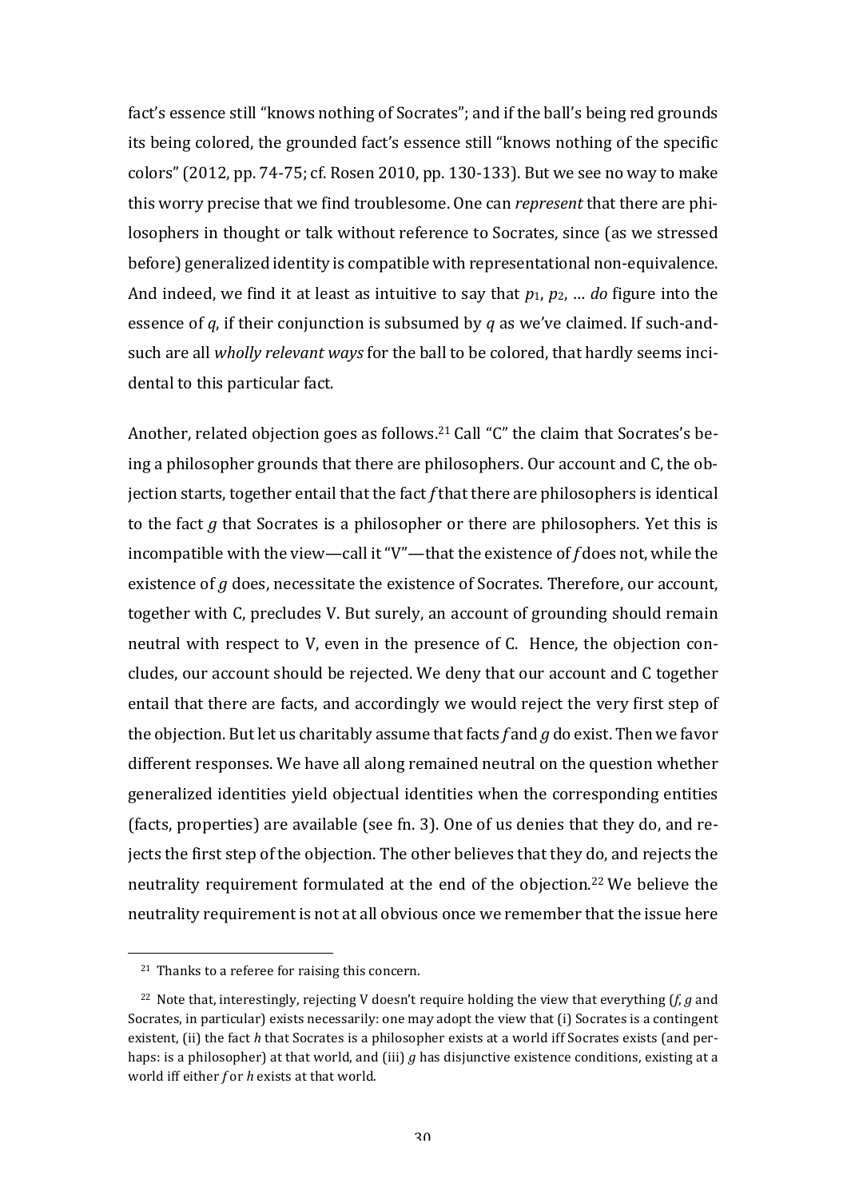fact's essence still "knows nothing of Socrates"; and if the ball's being red grounds its being colored, the grounded fact's essence still "knows nothing of the specific colors" (2012, pp. 74-75; cf. Rosen 2010, pp. 130-133). But we see no way to make this worry precise that we find troublesome. One can *represent* that there are philosophers in thought or talk without reference to Socrates, since (as we stressed before) generalized identity is compatible with representational non-equivalence. And indeed, we find it at least as intuitive to say that $p_1$, $p_2$, … *do* figure into the essence of $q$, if their conjunction is subsumed by $q$ as we've claimed. If such-and-such are all *wholly relevant ways* for the ball to be colored, that hardly seems incidental to this particular fact.

Another, related objection goes as follows.[21] Call "C" the claim that Socrates's being a philosopher grounds that there are philosophers. Our account and C, the objection starts, together entail that the fact $f$ that there are philosophers is identical to the fact $g$ that Socrates is a philosopher or there are philosophers. Yet this is incompatible with the view—call it "V"—that the existence of $f$ does not, while the existence of $g$ does, necessitate the existence of Socrates. Therefore, our account, together with C, precludes V. But surely, an account of grounding should remain neutral with respect to V, even in the presence of C. Hence, the objection concludes, our account should be rejected. We deny that our account and C together entail that there are facts, and accordingly we would reject the very first step of the objection. But let us charitably assume that facts $f$ and $g$ do exist. Then we favor different responses. We have all along remained neutral on the question whether generalized identities yield objectual identities when the corresponding entities (facts, properties) are available (see fn. 3). One of us denies that they do, and rejects the first step of the objection. The other believes that they do, and rejects the neutrality requirement formulated at the end of the objection.[22] We believe the neutrality requirement is not at all obvious once we remember that the issue here

[21] Thanks to a referee for raising this concern.

[22] Note that, interestingly, rejecting V doesn't require holding the view that everything ($f$, $g$ and Socrates, in particular) exists necessarily: one may adopt the view that (i) Socrates is a contingent existent, (ii) the fact $h$ that Socrates is a philosopher exists at a world iff Socrates exists (and perhaps: is a philosopher) at that world, and (iii) $g$ has disjunctive existence conditions, existing at a world iff either $f$ or $h$ exists at that world.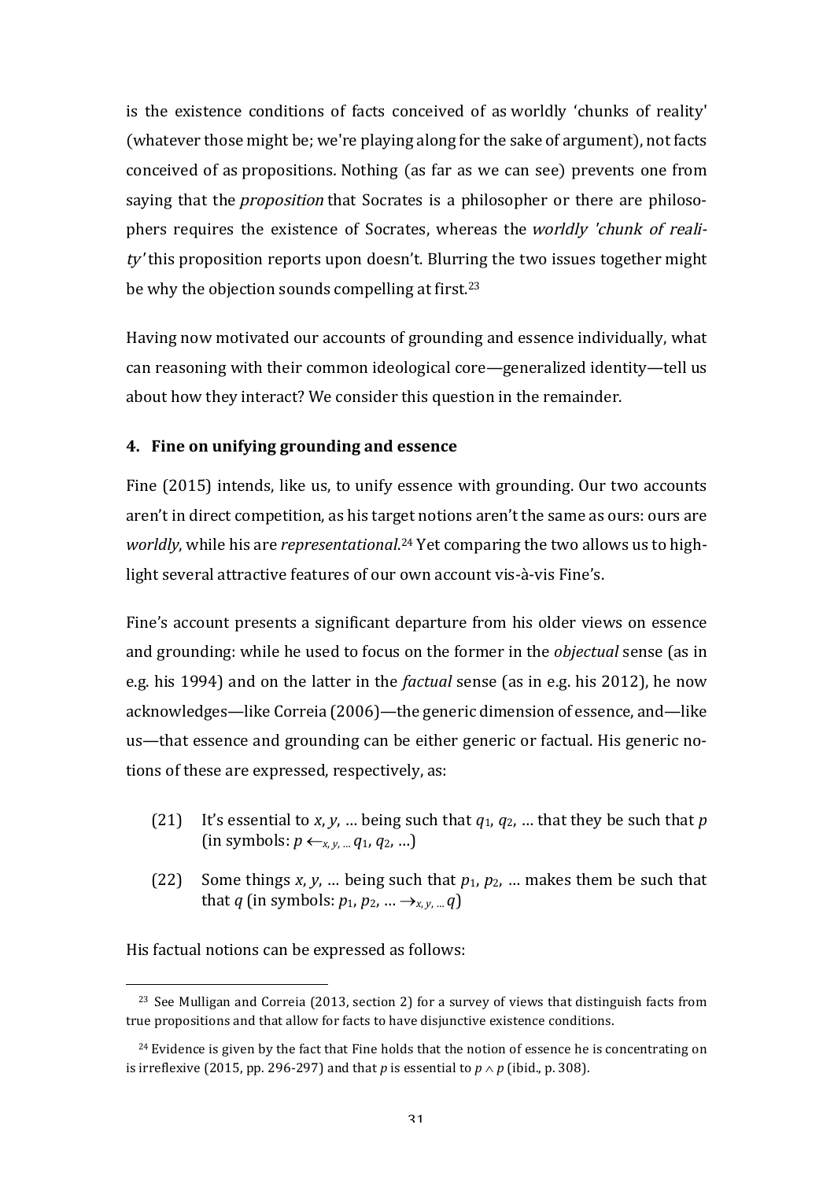is the existence conditions of facts conceived of as worldly 'chunks of reality' (whatever those might be; we're playing along for the sake of argument), not facts conceived of as propositions. Nothing (as far as we can see) prevents one from saying that the *proposition* that Socrates is a philosopher or there are philosophers requires the existence of Socrates, whereas the *worldly 'chunk of reality'* this proposition reports upon doesn't. Blurring the two issues together might be why the objection sounds compelling at first.[23]

Having now motivated our accounts of grounding and essence individually, what can reasoning with their common ideological core—generalized identity—tell us about how they interact? We consider this question in the remainder.

## 4. Fine on unifying grounding and essence

Fine (2015) intends, like us, to unify essence with grounding. Our two accounts aren't in direct competition, as his target notions aren't the same as ours: ours are *worldly*, while his are *representational*.[24] Yet comparing the two allows us to highlight several attractive features of our own account vis-à-vis Fine's.

Fine's account presents a significant departure from his older views on essence and grounding: while he used to focus on the former in the *objectual* sense (as in e.g. his 1994) and on the latter in the *factual* sense (as in e.g. his 2012), he now acknowledges—like Correia (2006)—the generic dimension of essence, and—like us—that essence and grounding can be either generic or factual. His generic notions of these are expressed, respectively, as:

(21) It's essential to $x$, $y$, … being such that $q_1$, $q_2$, … that they be such that $p$ (in symbols: $p \leftarrow_{x, y, \ldots} q_1, q_2, \ldots$)

(22) Some things $x$, $y$, … being such that $p_1$, $p_2$, … makes them be such that that $q$ (in symbols: $p_1, p_2, \ldots \rightarrow_{x, y, \ldots} q$)

His factual notions can be expressed as follows:

---

[23] See Mulligan and Correia (2013, section 2) for a survey of views that distinguish facts from true propositions and that allow for facts to have disjunctive existence conditions.

[24] Evidence is given by the fact that Fine holds that the notion of essence he is concentrating on is irreflexive (2015, pp. 296-297) and that $p$ is essential to $p \wedge p$ (ibid., p. 308).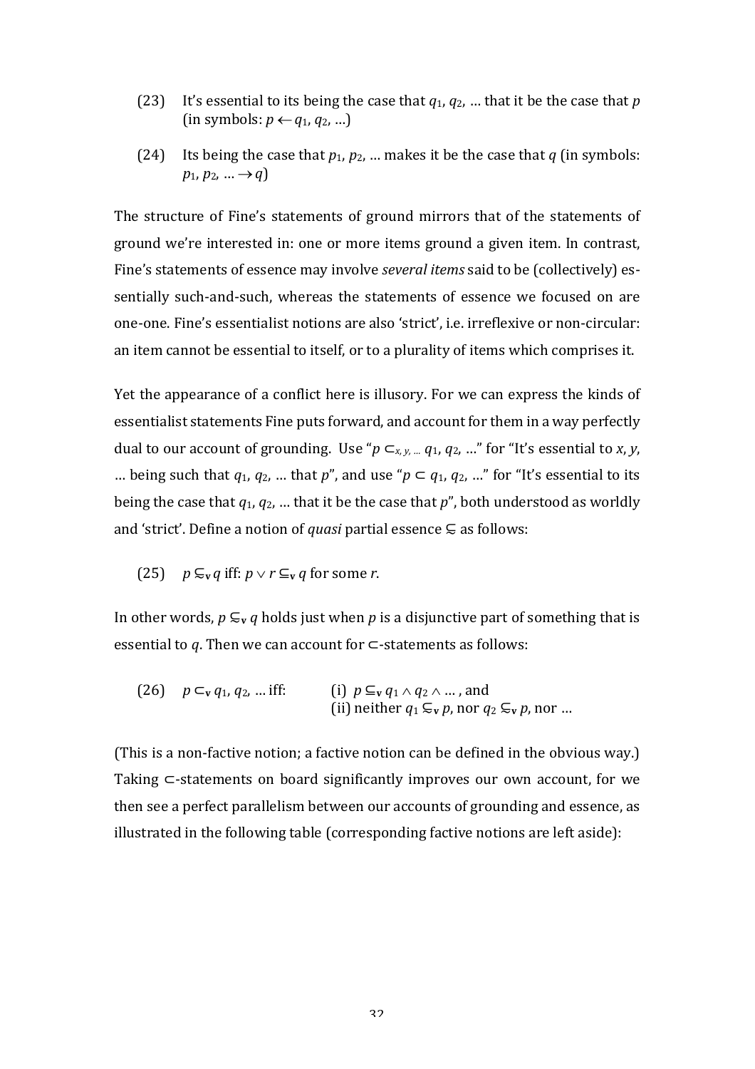(23) It's essential to its being the case that $q_1$, $q_2$, … that it be the case that $p$ (in symbols: $p \leftarrow q_1, q_2, \ldots$)

(24) Its being the case that $p_1$, $p_2$, … makes it be the case that $q$ (in symbols: $p_1, p_2, \ldots \rightarrow q$)

The structure of Fine's statements of ground mirrors that of the statements of ground we're interested in: one or more items ground a given item. In contrast, Fine's statements of essence may involve *several items* said to be (collectively) essentially such-and-such, whereas the statements of essence we focused on are one-one. Fine's essentialist notions are also 'strict', i.e. irreflexive or non-circular: an item cannot be essential to itself, or to a plurality of items which comprises it.

Yet the appearance of a conflict here is illusory. For we can express the kinds of essentialist statements Fine puts forward, and account for them in a way perfectly dual to our account of grounding. Use "$p \subset_{x, y, \ldots} q_1, q_2, \ldots$" for "It's essential to $x$, $y$, … being such that $q_1$, $q_2$, … that $p$", and use "$p \subset q_1, q_2, \ldots$" for "It's essential to its being the case that $q_1$, $q_2$, … that it be the case that $p$", both understood as worldly and 'strict'. Define a notion of *quasi* partial essence $\subsetneq$ as follows:

(25) $p \subsetneq_{\mathbf{v}} q$ iff: $p \vee r \subseteq_{\mathbf{v}} q$ for some $r$.

In other words, $p \subsetneq_{\mathbf{v}} q$ holds just when $p$ is a disjunctive part of something that is essential to $q$. Then we can account for $\subset$-statements as follows:

(26) $p \subset_{\mathbf{v}} q_1, q_2, \ldots$ iff: (i) $p \subseteq_{\mathbf{v}} q_1 \wedge q_2 \wedge \ldots$, and
(ii) neither $q_1 \subsetneq_{\mathbf{v}} p$, nor $q_2 \subsetneq_{\mathbf{v}} p$, nor …

(This is a non-factive notion; a factive notion can be defined in the obvious way.) Taking $\subset$-statements on board significantly improves our own account, for we then see a perfect parallelism between our accounts of grounding and essence, as illustrated in the following table (corresponding factive notions are left aside):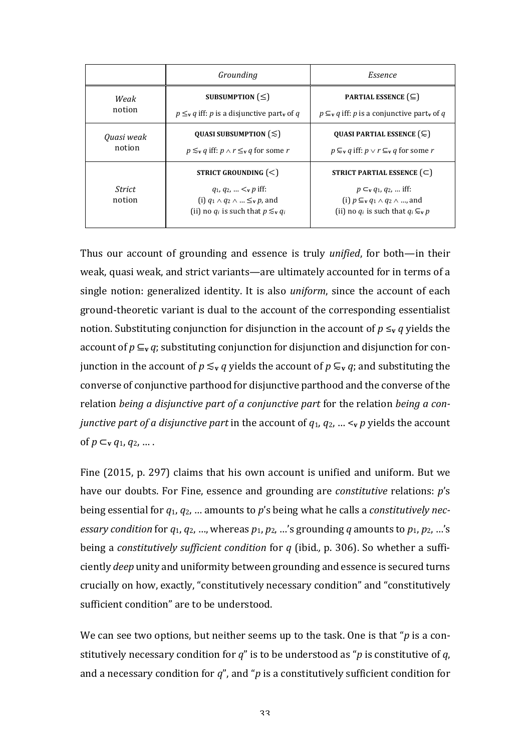| | *Grounding* | *Essence* |
|---|---|---|
| *Weak* notion | **SUBSUMPTION** ($\leq$) <br> $p \leq_{\mathbf{v}} q$ iff: $p$ is a disjunctive part$_{\mathbf{v}}$ of $q$ | **PARTIAL ESSENCE** ($\subseteq$) <br> $p \subseteq_{\mathbf{v}} q$ iff: $p$ is a conjunctive part$_{\mathbf{v}}$ of $q$ |
| *Quasi weak* notion | **QUASI SUBSUMPTION** ($\lesssim$) <br> $p \lesssim_{\mathbf{v}} q$ iff: $p \wedge r \leq_{\mathbf{v}} q$ for some $r$ | **QUASI PARTIAL ESSENCE** ($\subsetneq$) <br> $p \subsetneq_{\mathbf{v}} q$ iff: $p \vee r \subseteq_{\mathbf{v}} q$ for some $r$ |
| *Strict* notion | **STRICT GROUNDING** ($<$) <br> $q_1, q_2, \ldots <_{\mathbf{v}} p$ iff: <br> (i) $q_1 \wedge q_2 \wedge \ldots \leq_{\mathbf{v}} p$, and <br> (ii) no $q_i$ is such that $p \lesssim_{\mathbf{v}} q_i$ | **STRICT PARTIAL ESSENCE** ($\subset$) <br> $p \subset_{\mathbf{v}} q_1, q_2, \ldots$ iff: <br> (i) $p \subseteq_{\mathbf{v}} q_1 \wedge q_2 \wedge \ldots$, and <br> (ii) no $q_i$ is such that $q_i \subsetneq_{\mathbf{v}} p$ |

Thus our account of grounding and essence is truly *unified*, for both—in their weak, quasi weak, and strict variants—are ultimately accounted for in terms of a single notion: generalized identity. It is also *uniform*, since the account of each ground-theoretic variant is dual to the account of the corresponding essentialist notion. Substituting conjunction for disjunction in the account of $p \leq_{\mathbf{v}} q$ yields the account of $p \subseteq_{\mathbf{v}} q$; substituting conjunction for disjunction and disjunction for conjunction in the account of $p \lesssim_{\mathbf{v}} q$ yields the account of $p \subsetneq_{\mathbf{v}} q$; and substituting the converse of conjunctive parthood for disjunctive parthood and the converse of the relation *being a disjunctive part of a conjunctive part* for the relation *being a conjunctive part of a disjunctive part* in the account of $q_1, q_2, \ldots <_{\mathbf{v}} p$ yields the account of $p \subset_{\mathbf{v}} q_1, q_2, \ldots$ .

Fine (2015, p. 297) claims that his own account is unified and uniform. But we have our doubts. For Fine, essence and grounding are *constitutive* relations: $p$'s being essential for $q_1, q_2, \ldots$ amounts to $p$'s being what he calls a *constitutively necessary condition* for $q_1, q_2, \ldots$, whereas $p_1, p_2, \ldots$'s grounding $q$ amounts to $p_1, p_2, \ldots$'s being a *constitutively sufficient condition* for $q$ (ibid*.,* p. 306). So whether a sufficiently *deep* unity and uniformity between grounding and essence is secured turns crucially on how, exactly, "constitutively necessary condition" and "constitutively sufficient condition" are to be understood.

We can see two options, but neither seems up to the task. One is that "$p$ is a constitutively necessary condition for $q$" is to be understood as "$p$ is constitutive of $q$, and a necessary condition for $q$", and "$p$ is a constitutively sufficient condition for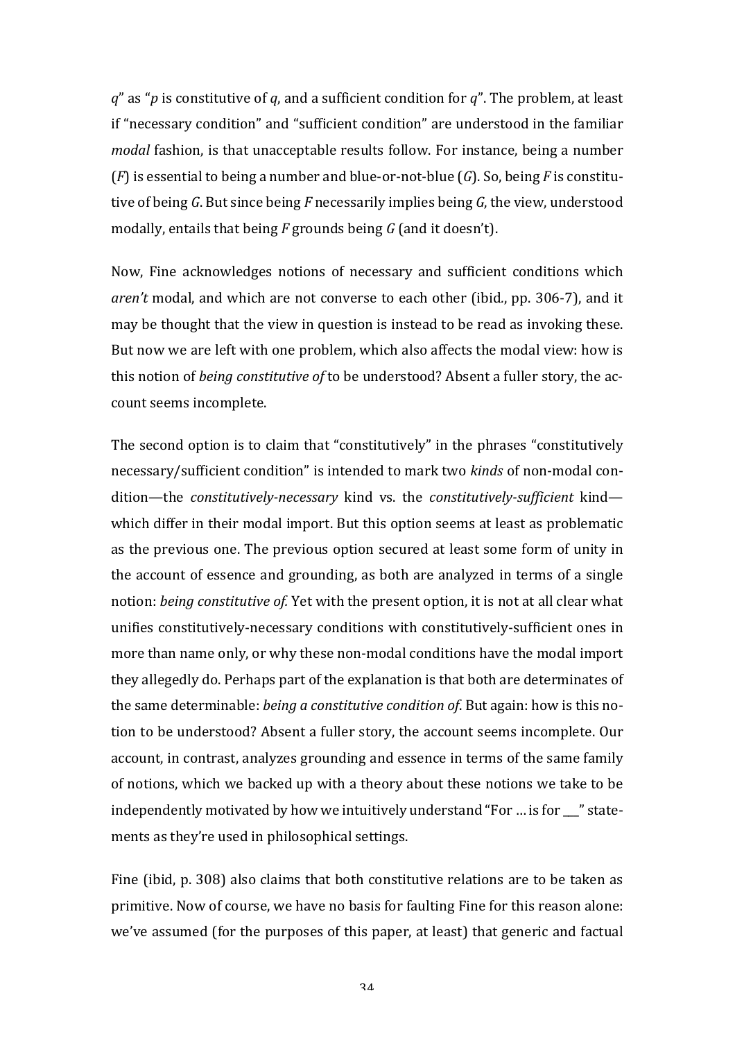q" as "p is constitutive of q, and a sufficient condition for q". The problem, at least if "necessary condition" and "sufficient condition" are understood in the familiar *modal* fashion, is that unacceptable results follow. For instance, being a number (*F*) is essential to being a number and blue-or-not-blue (*G*). So, being *F* is constitutive of being *G*. But since being *F* necessarily implies being *G*, the view, understood modally, entails that being *F* grounds being *G* (and it doesn't).

Now, Fine acknowledges notions of necessary and sufficient conditions which *aren't* modal, and which are not converse to each other (ibid., pp. 306-7), and it may be thought that the view in question is instead to be read as invoking these. But now we are left with one problem, which also affects the modal view: how is this notion of *being constitutive of* to be understood? Absent a fuller story, the account seems incomplete.

The second option is to claim that "constitutively" in the phrases "constitutively necessary/sufficient condition" is intended to mark two *kinds* of non-modal condition—the *constitutively-necessary* kind vs. the *constitutively-sufficient* kind—which differ in their modal import. But this option seems at least as problematic as the previous one. The previous option secured at least some form of unity in the account of essence and grounding, as both are analyzed in terms of a single notion: *being constitutive of.* Yet with the present option, it is not at all clear what unifies constitutively-necessary conditions with constitutively-sufficient ones in more than name only, or why these non-modal conditions have the modal import they allegedly do. Perhaps part of the explanation is that both are determinates of the same determinable: *being a constitutive condition of*. But again: how is this notion to be understood? Absent a fuller story, the account seems incomplete. Our account, in contrast, analyzes grounding and essence in terms of the same family of notions, which we backed up with a theory about these notions we take to be independently motivated by how we intuitively understand "For … is for ___" statements as they're used in philosophical settings.

Fine (ibid, p. 308) also claims that both constitutive relations are to be taken as primitive. Now of course, we have no basis for faulting Fine for this reason alone: we've assumed (for the purposes of this paper, at least) that generic and factual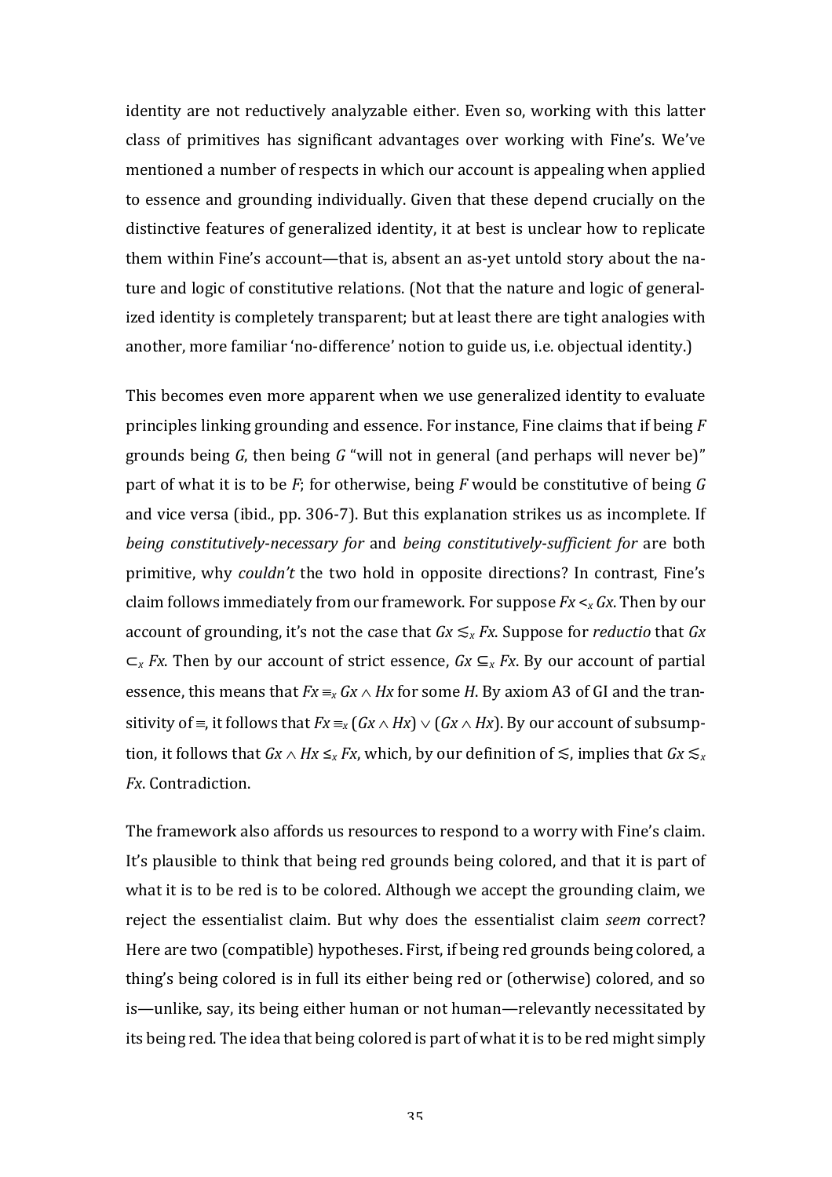identity are not reductively analyzable either. Even so, working with this latter class of primitives has significant advantages over working with Fine's. We've mentioned a number of respects in which our account is appealing when applied to essence and grounding individually. Given that these depend crucially on the distinctive features of generalized identity, it at best is unclear how to replicate them within Fine's account—that is, absent an as-yet untold story about the nature and logic of constitutive relations. (Not that the nature and logic of generalized identity is completely transparent; but at least there are tight analogies with another, more familiar 'no-difference' notion to guide us, i.e. objectual identity.)

This becomes even more apparent when we use generalized identity to evaluate principles linking grounding and essence. For instance, Fine claims that if being $F$ grounds being $G$, then being $G$ "will not in general (and perhaps will never be)" part of what it is to be $F$; for otherwise, being $F$ would be constitutive of being $G$ and vice versa (ibid., pp. 306-7). But this explanation strikes us as incomplete. If *being constitutively-necessary for* and *being constitutively-sufficient for* are both primitive, why *couldn't* the two hold in opposite directions? In contrast, Fine's claim follows immediately from our framework. For suppose $Fx <_x Gx$. Then by our account of grounding, it's not the case that $Gx \lesssim_x Fx$. Suppose for *reductio* that $Gx \subset_x Fx$. Then by our account of strict essence, $Gx \subseteq_x Fx$. By our account of partial essence, this means that $Fx \equiv_x Gx \wedge Hx$ for some $H$. By axiom A3 of GI and the transitivity of $\equiv$, it follows that $Fx \equiv_x (Gx \wedge Hx) \vee (Gx \wedge Hx)$. By our account of subsumption, it follows that $Gx \wedge Hx \leq_x Fx$, which, by our definition of $\lesssim$, implies that $Gx \lesssim_x Fx$. Contradiction.

The framework also affords us resources to respond to a worry with Fine's claim. It's plausible to think that being red grounds being colored, and that it is part of what it is to be red is to be colored. Although we accept the grounding claim, we reject the essentialist claim. But why does the essentialist claim *seem* correct? Here are two (compatible) hypotheses. First, if being red grounds being colored, a thing's being colored is in full its either being red or (otherwise) colored, and so is—unlike, say, its being either human or not human—relevantly necessitated by its being red. The idea that being colored is part of what it is to be red might simply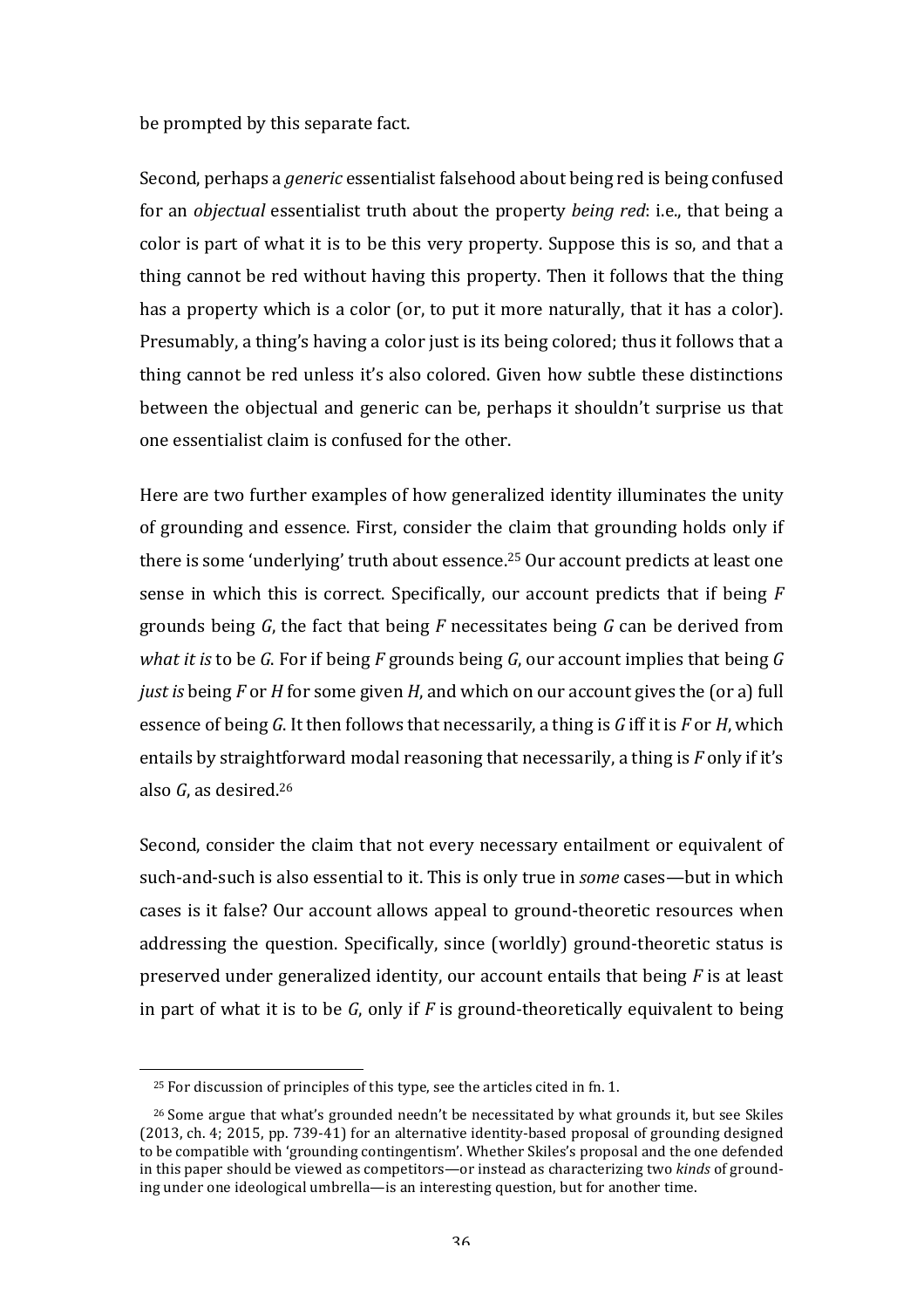be prompted by this separate fact.

Second, perhaps a *generic* essentialist falsehood about being red is being confused for an *objectual* essentialist truth about the property *being red*: i.e., that being a color is part of what it is to be this very property. Suppose this is so, and that a thing cannot be red without having this property. Then it follows that the thing has a property which is a color (or, to put it more naturally, that it has a color). Presumably, a thing's having a color just is its being colored; thus it follows that a thing cannot be red unless it's also colored. Given how subtle these distinctions between the objectual and generic can be, perhaps it shouldn't surprise us that one essentialist claim is confused for the other.

Here are two further examples of how generalized identity illuminates the unity of grounding and essence. First, consider the claim that grounding holds only if there is some 'underlying' truth about essence.[25] Our account predicts at least one sense in which this is correct. Specifically, our account predicts that if being $F$ grounds being $G$, the fact that being $F$ necessitates being $G$ can be derived from *what it is* to be $G$. For if being $F$ grounds being $G$, our account implies that being $G$ *just is* being $F$ or $H$ for some given $H$, and which on our account gives the (or a) full essence of being $G$. It then follows that necessarily, a thing is $G$ iff it is $F$ or $H$, which entails by straightforward modal reasoning that necessarily, a thing is $F$ only if it's also $G$, as desired.[26]

Second, consider the claim that not every necessary entailment or equivalent of such-and-such is also essential to it. This is only true in *some* cases—but in which cases is it false? Our account allows appeal to ground-theoretic resources when addressing the question. Specifically, since (worldly) ground-theoretic status is preserved under generalized identity, our account entails that being $F$ is at least in part of what it is to be $G$, only if $F$ is ground-theoretically equivalent to being

[25] For discussion of principles of this type, see the articles cited in fn. 1.

[26] Some argue that what's grounded needn't be necessitated by what grounds it, but see Skiles (2013, ch. 4; 2015, pp. 739-41) for an alternative identity-based proposal of grounding designed to be compatible with 'grounding contingentism'. Whether Skiles's proposal and the one defended in this paper should be viewed as competitors—or instead as characterizing two *kinds* of grounding under one ideological umbrella—is an interesting question, but for another time.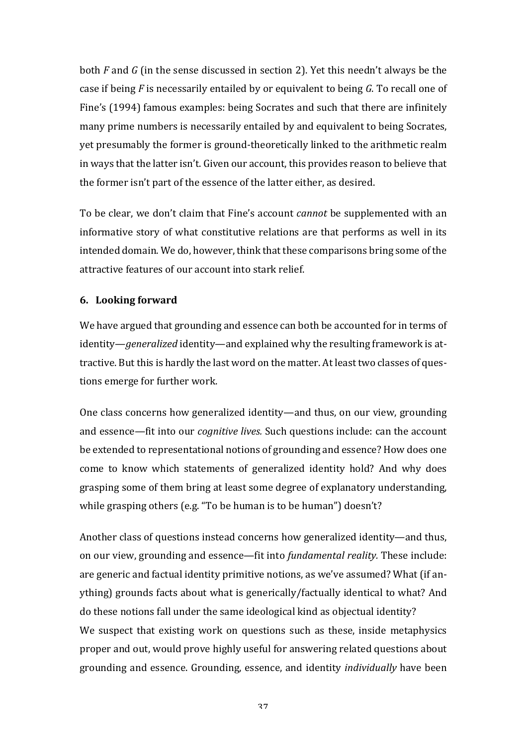both $F$ and $G$ (in the sense discussed in section 2). Yet this needn't always be the case if being $F$ is necessarily entailed by or equivalent to being $G$. To recall one of Fine's (1994) famous examples: being Socrates and such that there are infinitely many prime numbers is necessarily entailed by and equivalent to being Socrates, yet presumably the former is ground-theoretically linked to the arithmetic realm in ways that the latter isn't. Given our account, this provides reason to believe that the former isn't part of the essence of the latter either, as desired.

To be clear, we don't claim that Fine's account *cannot* be supplemented with an informative story of what constitutive relations are that performs as well in its intended domain. We do, however, think that these comparisons bring some of the attractive features of our account into stark relief.

## 6. Looking forward

We have argued that grounding and essence can both be accounted for in terms of identity—*generalized* identity—and explained why the resulting framework is attractive. But this is hardly the last word on the matter. At least two classes of questions emerge for further work.

One class concerns how generalized identity—and thus, on our view, grounding and essence—fit into our *cognitive lives.* Such questions include: can the account be extended to representational notions of grounding and essence? How does one come to know which statements of generalized identity hold? And why does grasping some of them bring at least some degree of explanatory understanding, while grasping others (e.g. "To be human is to be human") doesn't?

Another class of questions instead concerns how generalized identity—and thus, on our view, grounding and essence—fit into *fundamental reality.* These include: are generic and factual identity primitive notions, as we've assumed? What (if anything) grounds facts about what is generically/factually identical to what? And do these notions fall under the same ideological kind as objectual identity?

We suspect that existing work on questions such as these, inside metaphysics proper and out, would prove highly useful for answering related questions about grounding and essence. Grounding, essence, and identity *individually* have been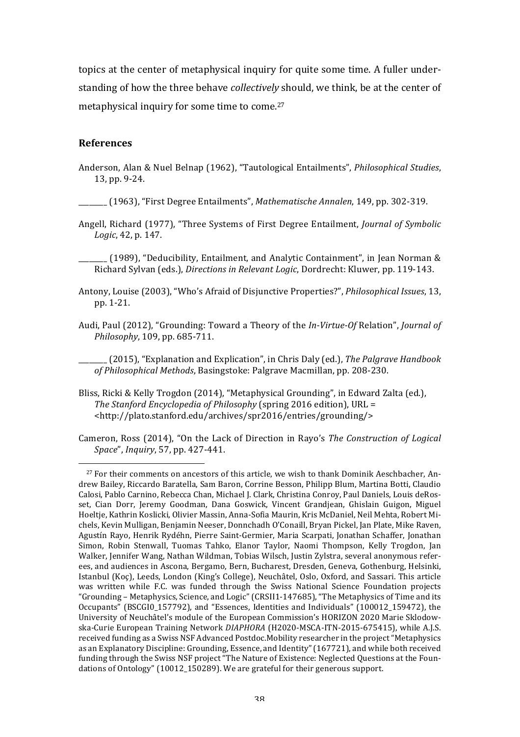topics at the center of metaphysical inquiry for quite some time. A fuller understanding of how the three behave *collectively* should, we think, be at the center of metaphysical inquiry for some time to come.[27]

## References

Anderson, Alan & Nuel Belnap (1962), "Tautological Entailments", *Philosophical Studies*, 13, pp. 9-24.

_______ (1963), "First Degree Entailments", *Mathematische Annalen*, 149, pp. 302-319.

Angell, Richard (1977), "Three Systems of First Degree Entailment, *Journal of Symbolic Logic*, 42, p. 147.

_______ (1989), "Deducibility, Entailment, and Analytic Containment", in Jean Norman & Richard Sylvan (eds.), *Directions in Relevant Logic*, Dordrecht: Kluwer, pp. 119-143.

Antony, Louise (2003), "Who's Afraid of Disjunctive Properties?", *Philosophical Issues*, 13, pp. 1-21.

Audi, Paul (2012), "Grounding: Toward a Theory of the *In-Virtue-Of* Relation", *Journal of Philosophy*, 109, pp. 685-711.

_______ (2015), "Explanation and Explication", in Chris Daly (ed.), *The Palgrave Handbook of Philosophical Methods*, Basingstoke: Palgrave Macmillan, pp. 208-230.

Bliss, Ricki & Kelly Trogdon (2014), "Metaphysical Grounding", in Edward Zalta (ed.), *The Stanford Encyclopedia of Philosophy* (spring 2016 edition), URL = <http://plato.stanford.edu/archives/spr2016/entries/grounding/>

Cameron, Ross (2014), "On the Lack of Direction in Rayo's *The Construction of Logical Space*", *Inquiry*, 57, pp. 427-441.

---

[27] For their comments on ancestors of this article, we wish to thank Dominik Aeschbacher, Andrew Bailey, Riccardo Baratella, Sam Baron, Corrine Besson, Philipp Blum, Martina Botti, Claudio Calosi, Pablo Carnino, Rebecca Chan, Michael J. Clark, Christina Conroy, Paul Daniels, Louis deRosset, Cian Dorr, Jeremy Goodman, Dana Goswick, Vincent Grandjean, Ghislain Guigon, Miguel Hoeltje, Kathrin Koslicki, Olivier Massin, Anna-Sofia Maurin, Kris McDaniel, Neil Mehta, Robert Michels, Kevin Mulligan, Benjamin Neeser, Donnchadh O'Conaill, Bryan Pickel, Jan Plate, Mike Raven, Agustín Rayo, Henrik Rydéhn, Pierre Saint-Germier, Maria Scarpati, Jonathan Schaffer, Jonathan Simon, Robin Stenwall, Tuomas Tahko, Elanor Taylor, Naomi Thompson, Kelly Trogdon, Jan Walker, Jennifer Wang, Nathan Wildman, Tobias Wilsch, Justin Zylstra, several anonymous referees, and audiences in Ascona, Bergamo, Bern, Bucharest, Dresden, Geneva, Gothenburg, Helsinki, Istanbul (Koç), Leeds, London (King's College), Neuchâtel, Oslo, Oxford, and Sassari. This article was written while F.C. was funded through the Swiss National Science Foundation projects "Grounding – Metaphysics, Science, and Logic" (CRSII1-147685), "The Metaphysics of Time and its Occupants" (BSCGI0_157792), and "Essences, Identities and Individuals" (100012_159472), the University of Neuchâtel's module of the European Commission's HORIZON 2020 Marie Sklodowska-Curie European Training Network *DIAPHORA* (H2020-MSCA-ITN-2015-675415), while A.J.S. received funding as a Swiss NSF Advanced Postdoc.Mobility researcher in the project "Metaphysics as an Explanatory Discipline: Grounding, Essence, and Identity" (167721), and while both received funding through the Swiss NSF project "The Nature of Existence: Neglected Questions at the Foundations of Ontology" (10012_150289). We are grateful for their generous support.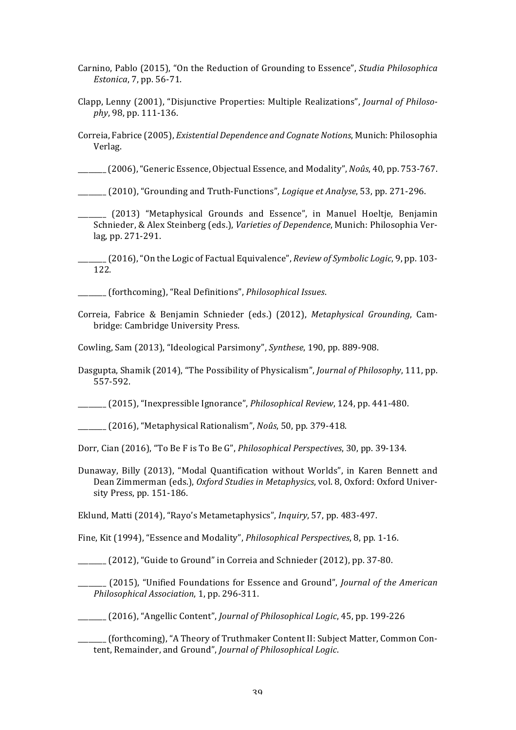Carnino, Pablo (2015), "On the Reduction of Grounding to Essence", *Studia Philosophica Estonica*, 7, pp. 56-71.

Clapp, Lenny (2001), "Disjunctive Properties: Multiple Realizations", *Journal of Philosophy*, 98, pp. 111-136.

Correia, Fabrice (2005), *Existential Dependence and Cognate Notions*, Munich: Philosophia Verlag.

________ (2006), "Generic Essence, Objectual Essence, and Modality", *Noûs*, 40, pp. 753-767.

________ (2010), "Grounding and Truth-Functions", *Logique et Analyse*, 53, pp. 271-296.

________ (2013) "Metaphysical Grounds and Essence", in Manuel Hoeltje, Benjamin Schnieder, & Alex Steinberg (eds.), *Varieties of Dependence*, Munich: Philosophia Verlag, pp. 271-291.

________ (2016), "On the Logic of Factual Equivalence", *Review of Symbolic Logic*, 9, pp. 103-122.

________ (forthcoming), "Real Definitions", *Philosophical Issues*.

Correia, Fabrice & Benjamin Schnieder (eds.) (2012), *Metaphysical Grounding*, Cambridge: Cambridge University Press.

Cowling, Sam (2013), "Ideological Parsimony", *Synthese*, 190, pp. 889-908.

Dasgupta, Shamik (2014), "The Possibility of Physicalism", *Journal of Philosophy*, 111, pp. 557-592.

________ (2015), "Inexpressible Ignorance", *Philosophical Review*, 124, pp. 441-480.

________ (2016), "Metaphysical Rationalism", *Noûs*, 50, pp. 379-418.

Dorr, Cian (2016), "To Be F is To Be G", *Philosophical Perspectives*, 30, pp. 39-134.

Dunaway, Billy (2013), "Modal Quantification without Worlds", in Karen Bennett and Dean Zimmerman (eds.), *Oxford Studies in Metaphysics*, vol. 8, Oxford: Oxford University Press, pp. 151-186.

Eklund, Matti (2014), "Rayo's Metametaphysics", *Inquiry*, 57, pp. 483-497.

Fine, Kit (1994), "Essence and Modality", *Philosophical Perspectives*, 8, pp. 1-16.

________ (2012), "Guide to Ground" in Correia and Schnieder (2012), pp. 37-80.

________ (2015), "Unified Foundations for Essence and Ground", *Journal of the American Philosophical Association*, 1, pp. 296-311.

________ (2016), "Angellic Content", *Journal of Philosophical Logic*, 45, pp. 199-226

________ (forthcoming), "A Theory of Truthmaker Content II: Subject Matter, Common Content, Remainder, and Ground", *Journal of Philosophical Logic*.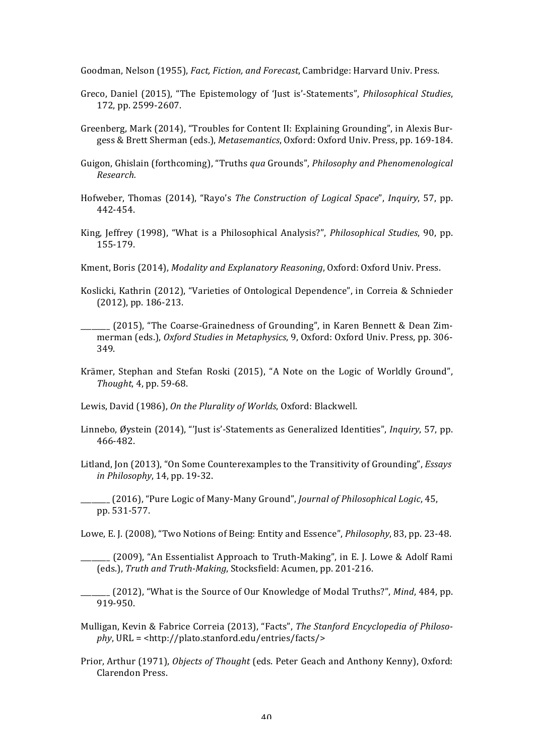Goodman, Nelson (1955), *Fact, Fiction, and Forecast*, Cambridge: Harvard Univ. Press.

Greco, Daniel (2015), "The Epistemology of 'Just is'-Statements", *Philosophical Studies*, 172, pp. 2599-2607.

Greenberg, Mark (2014), "Troubles for Content II: Explaining Grounding", in Alexis Burgess & Brett Sherman (eds.), *Metasemantics*, Oxford: Oxford Univ. Press, pp. 169-184.

Guigon, Ghislain (forthcoming), "Truths *qua* Grounds", *Philosophy and Phenomenological Research.*

Hofweber, Thomas (2014), "Rayo's *The Construction of Logical Space*", *Inquiry*, 57, pp. 442-454.

King, Jeffrey (1998), "What is a Philosophical Analysis?", *Philosophical Studies*, 90, pp. 155-179.

Kment, Boris (2014), *Modality and Explanatory Reasoning*, Oxford: Oxford Univ. Press.

Koslicki, Kathrin (2012), "Varieties of Ontological Dependence", in Correia & Schnieder (2012), pp. 186-213.

________ (2015), "The Coarse-Grainedness of Grounding", in Karen Bennett & Dean Zimmerman (eds.), *Oxford Studies in Metaphysics*, 9, Oxford: Oxford Univ. Press, pp. 306-349.

Krämer, Stephan and Stefan Roski (2015), "A Note on the Logic of Worldly Ground", *Thought*, 4, pp. 59-68.

Lewis, David (1986), *On the Plurality of Worlds*, Oxford: Blackwell.

Linnebo, Øystein (2014), "'Just is'-Statements as Generalized Identities", *Inquiry*, 57, pp. 466-482.

Litland, Jon (2013), "On Some Counterexamples to the Transitivity of Grounding", *Essays in Philosophy*, 14, pp. 19-32.

________ (2016), "Pure Logic of Many-Many Ground", *Journal of Philosophical Logic*, 45, pp. 531-577.

Lowe, E. J. (2008), "Two Notions of Being: Entity and Essence", *Philosophy*, 83, pp. 23-48.

________ (2009), "An Essentialist Approach to Truth-Making", in E. J. Lowe & Adolf Rami (eds.), *Truth and Truth-Making*, Stocksfield: Acumen, pp. 201-216.

________ (2012), "What is the Source of Our Knowledge of Modal Truths?", *Mind*, 484, pp. 919-950.

Mulligan, Kevin & Fabrice Correia (2013), "Facts", *The Stanford Encyclopedia of Philosophy*, URL = <http://plato.stanford.edu/entries/facts/>

Prior, Arthur (1971), *Objects of Thought* (eds. Peter Geach and Anthony Kenny), Oxford: Clarendon Press.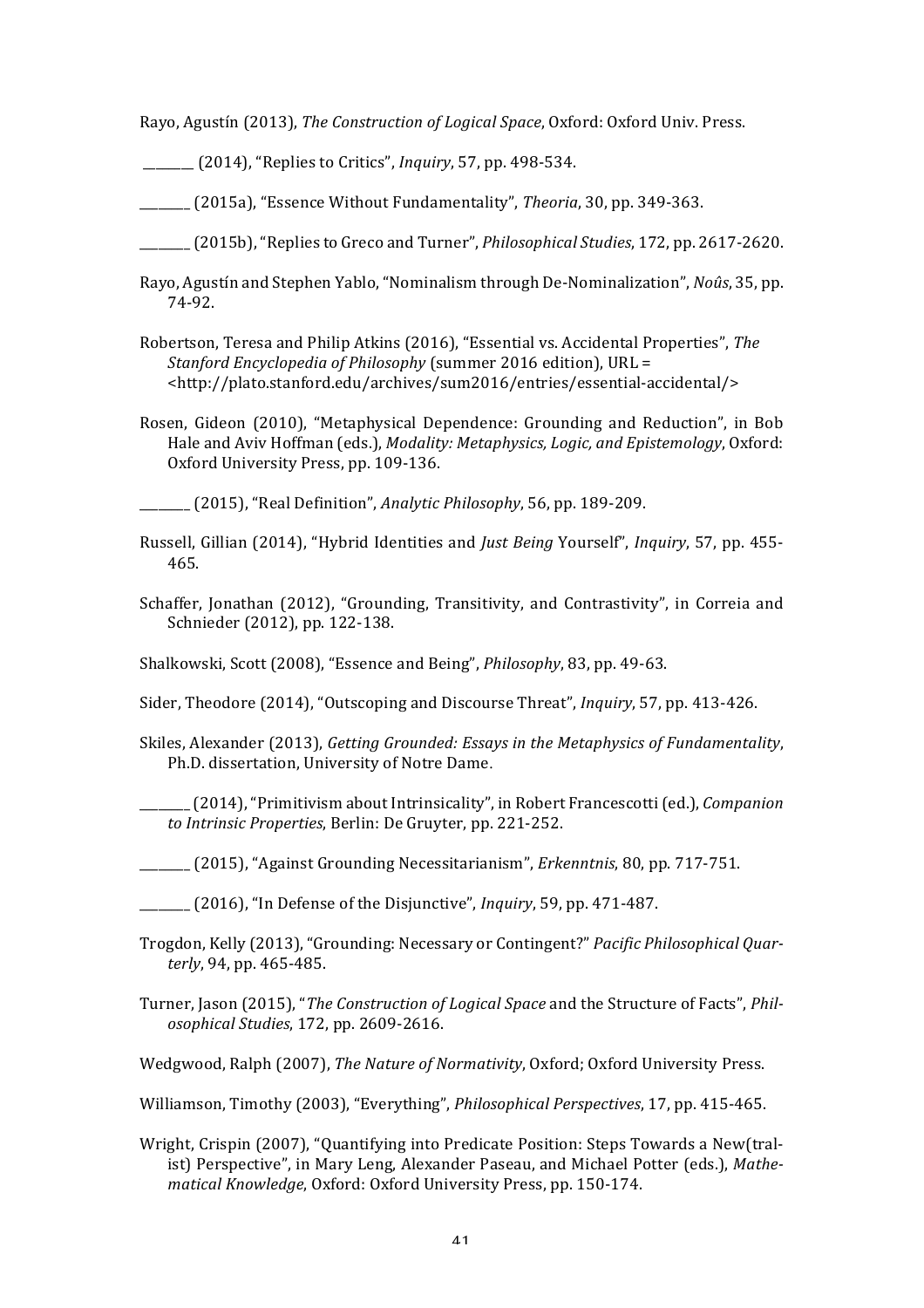Rayo, Agustín (2013), *The Construction of Logical Space*, Oxford: Oxford Univ. Press.

_______ (2014), "Replies to Critics", *Inquiry*, 57, pp. 498-534.

_______ (2015a), "Essence Without Fundamentality", *Theoria*, 30, pp. 349-363.

_______ (2015b), "Replies to Greco and Turner", *Philosophical Studies*, 172, pp. 2617-2620.

Rayo, Agustín and Stephen Yablo, "Nominalism through De-Nominalization", *Noûs*, 35, pp. 74-92.

Robertson, Teresa and Philip Atkins (2016), "Essential vs. Accidental Properties", *The Stanford Encyclopedia of Philosophy* (summer 2016 edition), URL = <http://plato.stanford.edu/archives/sum2016/entries/essential-accidental/>

Rosen, Gideon (2010), "Metaphysical Dependence: Grounding and Reduction", in Bob Hale and Aviv Hoffman (eds.), *Modality: Metaphysics, Logic, and Epistemology*, Oxford: Oxford University Press, pp. 109-136.

_______ (2015), "Real Definition", *Analytic Philosophy*, 56, pp. 189-209.

Russell, Gillian (2014), "Hybrid Identities and *Just Being* Yourself", *Inquiry*, 57, pp. 455-465.

Schaffer, Jonathan (2012), "Grounding, Transitivity, and Contrastivity", in Correia and Schnieder (2012), pp. 122-138.

Shalkowski, Scott (2008), "Essence and Being", *Philosophy*, 83, pp. 49-63.

Sider, Theodore (2014), "Outscoping and Discourse Threat", *Inquiry*, 57, pp. 413-426.

Skiles, Alexander (2013), *Getting Grounded: Essays in the Metaphysics of Fundamentality*, Ph.D. dissertation, University of Notre Dame.

_______ (2014), "Primitivism about Intrinsicality", in Robert Francescotti (ed.), *Companion to Intrinsic Properties*, Berlin: De Gruyter, pp. 221-252.

_______ (2015), "Against Grounding Necessitarianism", *Erkenntnis*, 80, pp. 717-751.

_______ (2016), "In Defense of the Disjunctive", *Inquiry*, 59, pp. 471-487.

Trogdon, Kelly (2013), "Grounding: Necessary or Contingent?" *Pacific Philosophical Quarterly*, 94, pp. 465-485.

Turner, Jason (2015), "*The Construction of Logical Space* and the Structure of Facts", *Philosophical Studies*, 172, pp. 2609-2616.

Wedgwood, Ralph (2007), *The Nature of Normativity*, Oxford; Oxford University Press.

Williamson, Timothy (2003), "Everything", *Philosophical Perspectives*, 17, pp. 415-465.

Wright, Crispin (2007), "Quantifying into Predicate Position: Steps Towards a New(tralist) Perspective", in Mary Leng, Alexander Paseau, and Michael Potter (eds.), *Mathematical Knowledge*, Oxford: Oxford University Press, pp. 150-174.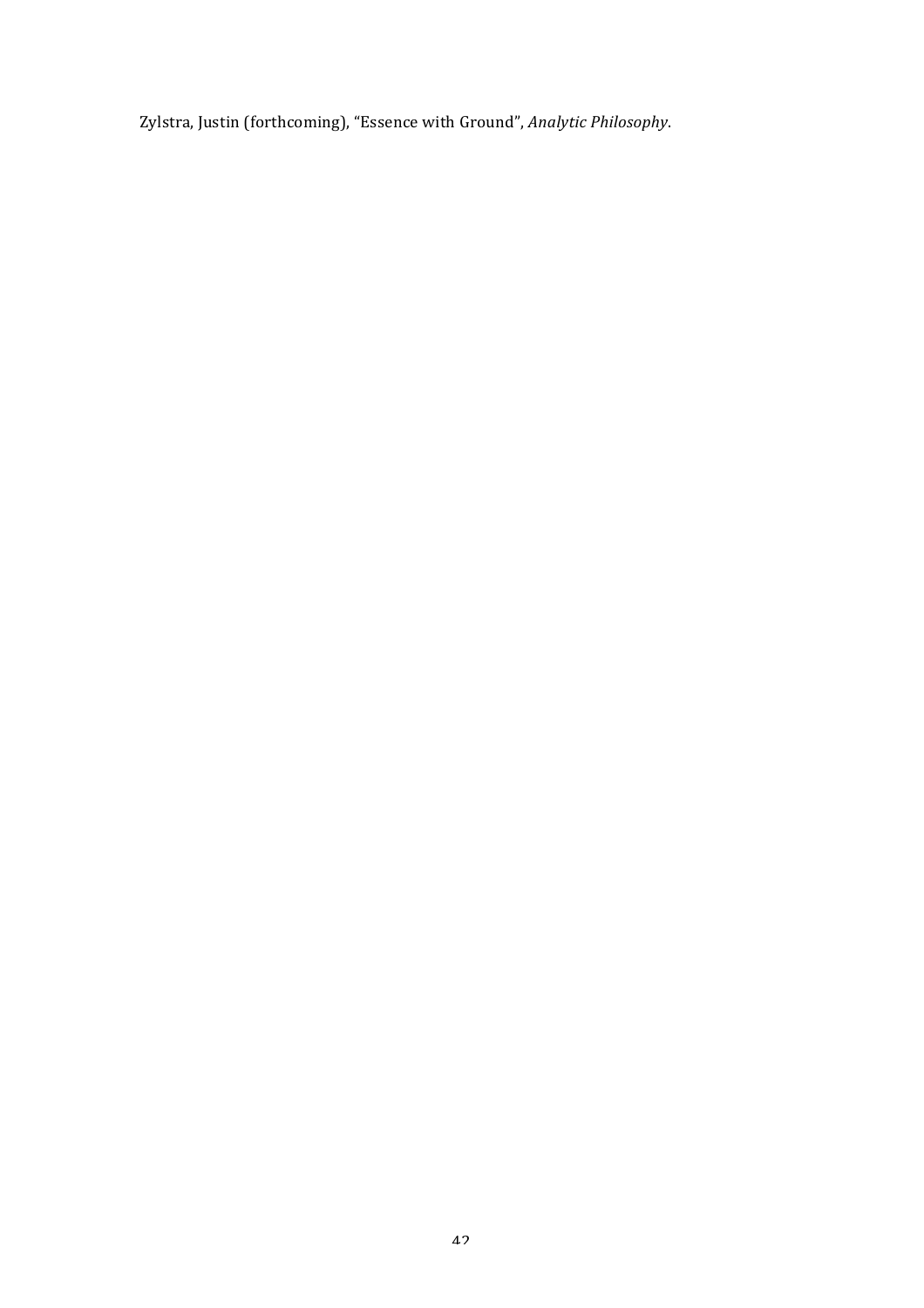Zylstra, Justin (forthcoming), "Essence with Ground", *Analytic Philosophy*.